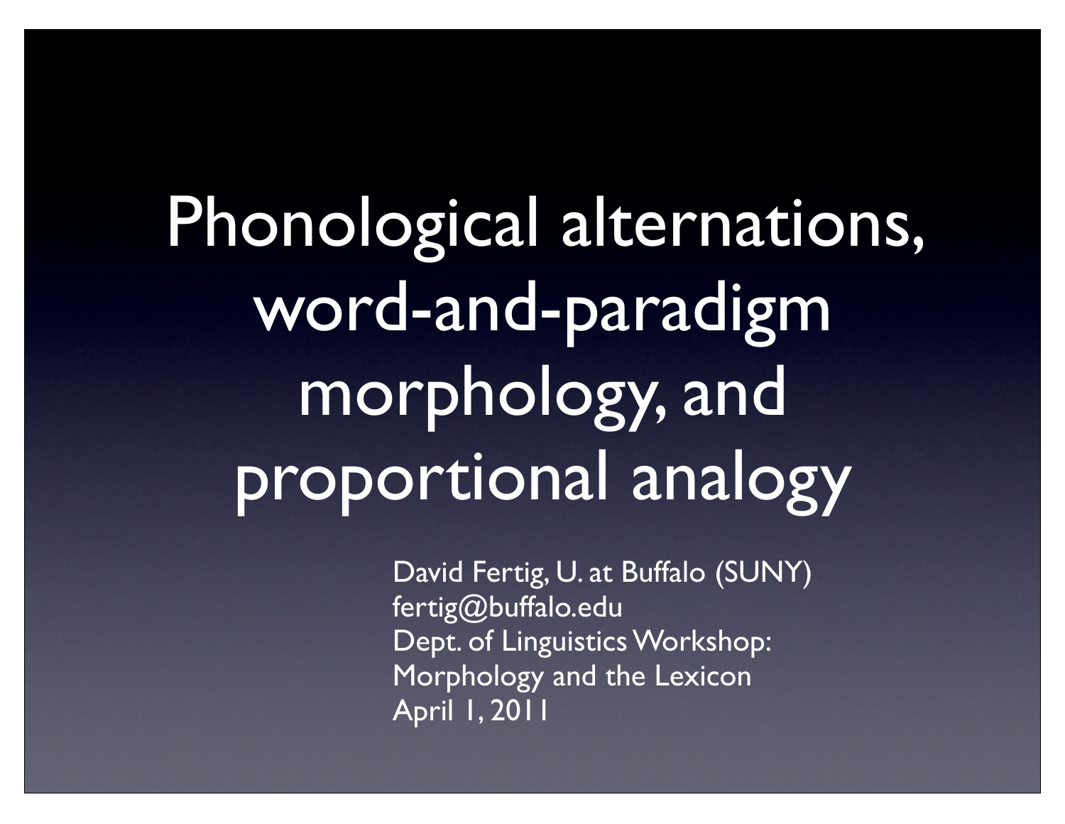# Phonological alternations, word-and-paradigm morphology, and proportional analogy

David Fertig, U. at Buffalo (SUNY)
fertig@buffalo.edu
Dept. of Linguistics Workshop:
Morphology and the Lexicon
April 1, 2011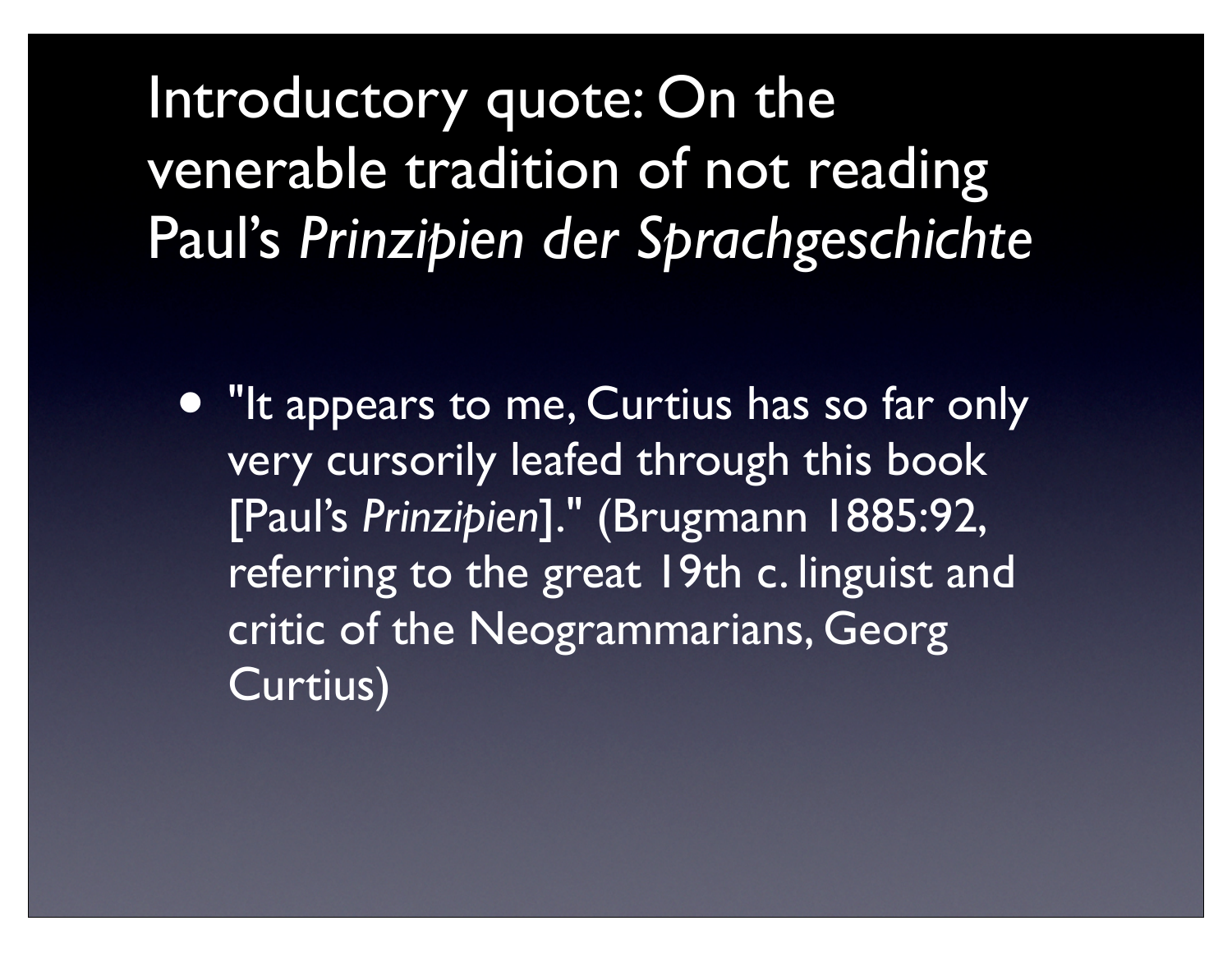# Introductory quote: On the venerable tradition of not reading Paul's *Prinzipien der Sprachgeschichte*

- "It appears to me, Curtius has so far only very cursorily leafed through this book [Paul's *Prinzipien*]." (Brugmann 1885:92, referring to the great 19th c. linguist and critic of the Neogrammarians, Georg Curtius)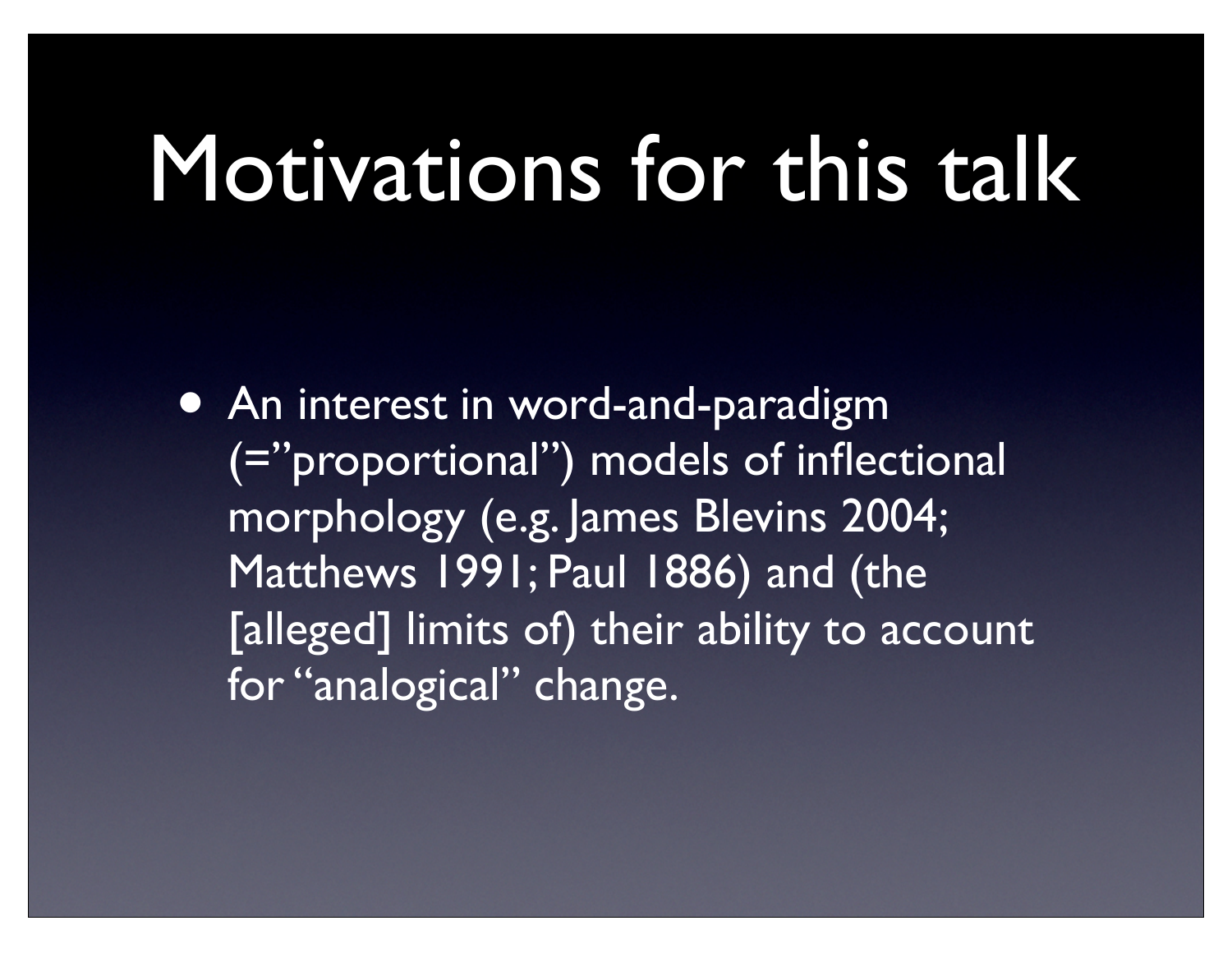# Motivations for this talk

- An interest in word-and-paradigm (="proportional") models of inflectional morphology (e.g. James Blevins 2004; Matthews 1991; Paul 1886) and (the [alleged] limits of) their ability to account for "analogical" change.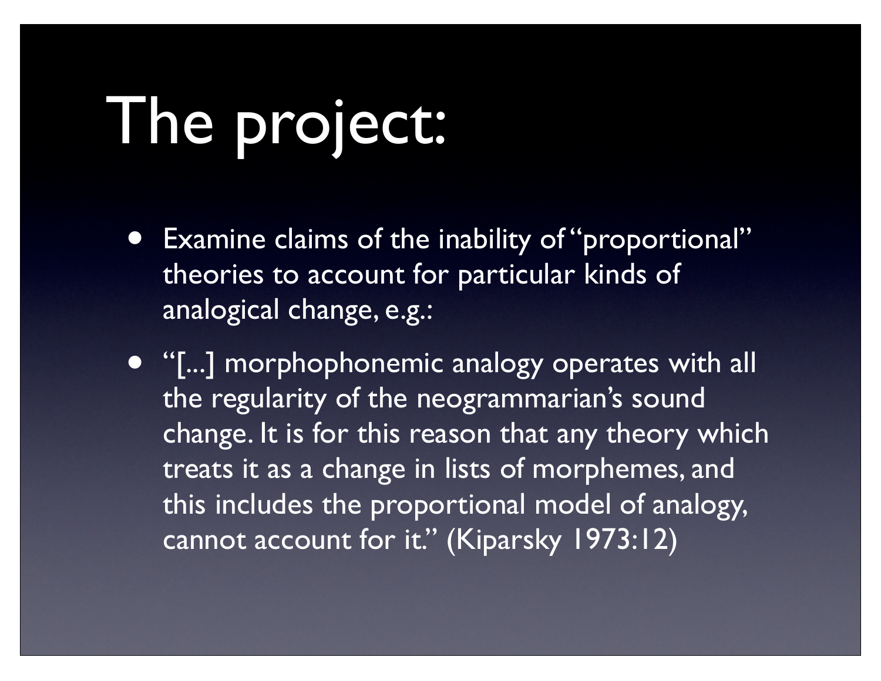# The project:

- Examine claims of the inability of "proportional" theories to account for particular kinds of analogical change, e.g.:
- "[...] morphophonemic analogy operates with all the regularity of the neogrammarian's sound change. It is for this reason that any theory which treats it as a change in lists of morphemes, and this includes the proportional model of analogy, cannot account for it." (Kiparsky 1973:12)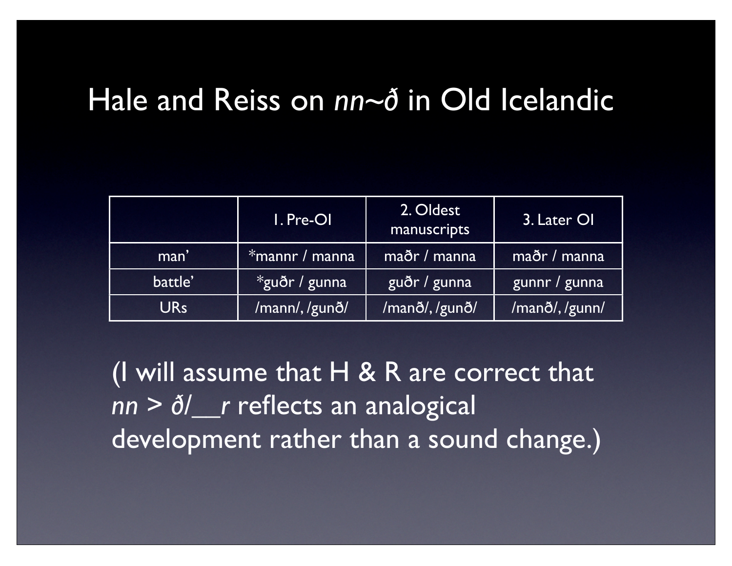# Hale and Reiss on *nn~ð* in Old Icelandic

| | 1. Pre-OI | 2. Oldest manuscripts | 3. Later OI |
|---|---|---|---|
| man’ | *mannr / manna | maðr / manna | maðr / manna |
| battle’ | *guðr / gunna | guðr / gunna | gunnr / gunna |
| URs | /mann/, /gunð/ | /manð/, /gunð/ | /manð/, /gunn/ |

(I will assume that H & R are correct that *nn > ð/__r* reflects an analogical development rather than a sound change.)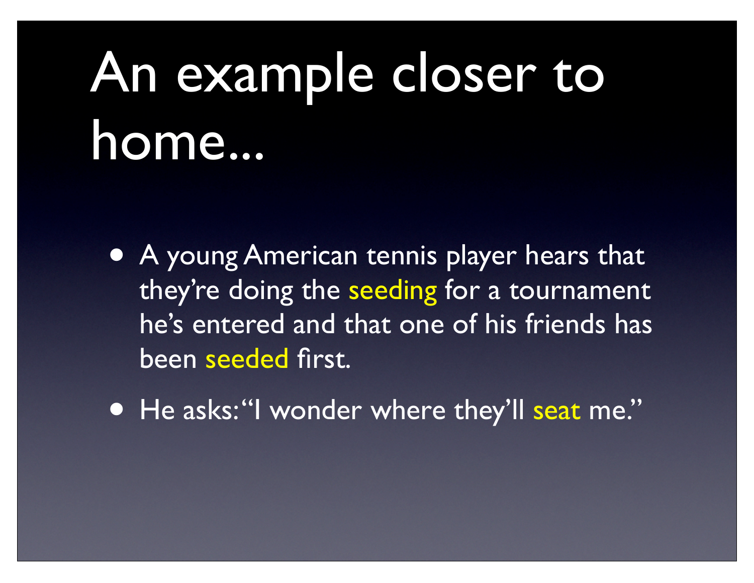# An example closer to home...

- A young American tennis player hears that they're doing the seeding for a tournament he's entered and that one of his friends has been seeded first.
- He asks: "I wonder where they'll seat me."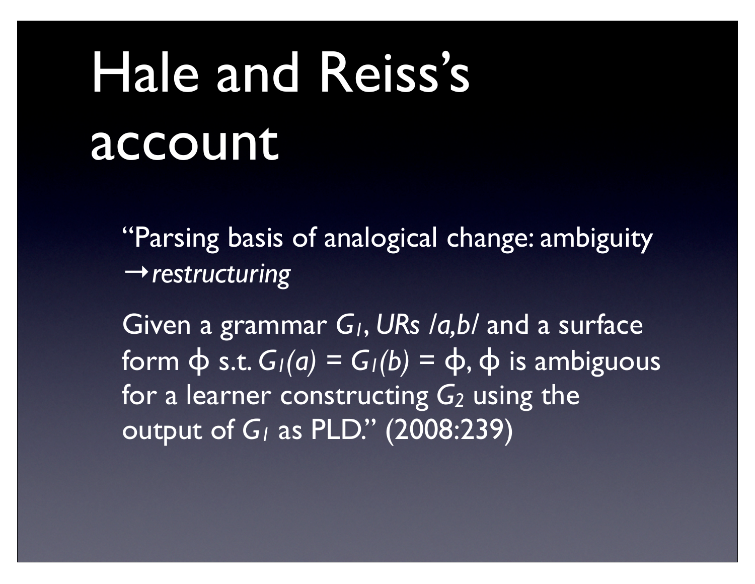# Hale and Reiss's account

"Parsing basis of analogical change: ambiguity →*restructuring*

Given a grammar $G_1$, *URs /a,b/* and a surface form $\phi$ s.t. $G_1(a) = G_1(b) = \phi$, $\phi$ is ambiguous for a learner constructing $G_2$ using the output of $G_1$ as PLD." (2008:239)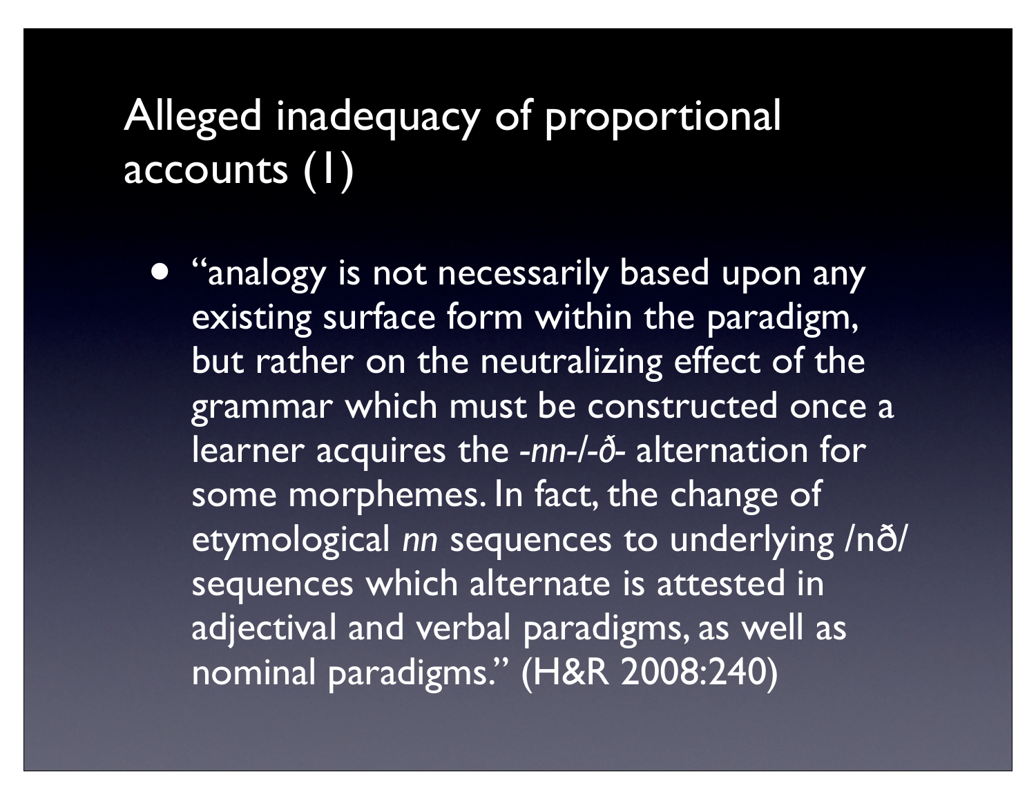# Alleged inadequacy of proportional accounts (1)

- "analogy is not necessarily based upon any existing surface form within the paradigm, but rather on the neutralizing effect of the grammar which must be constructed once a learner acquires the *-nn-*/*-ð-* alternation for some morphemes. In fact, the change of etymological *nn* sequences to underlying /nð/ sequences which alternate is attested in adjectival and verbal paradigms, as well as nominal paradigms." (H&R 2008:240)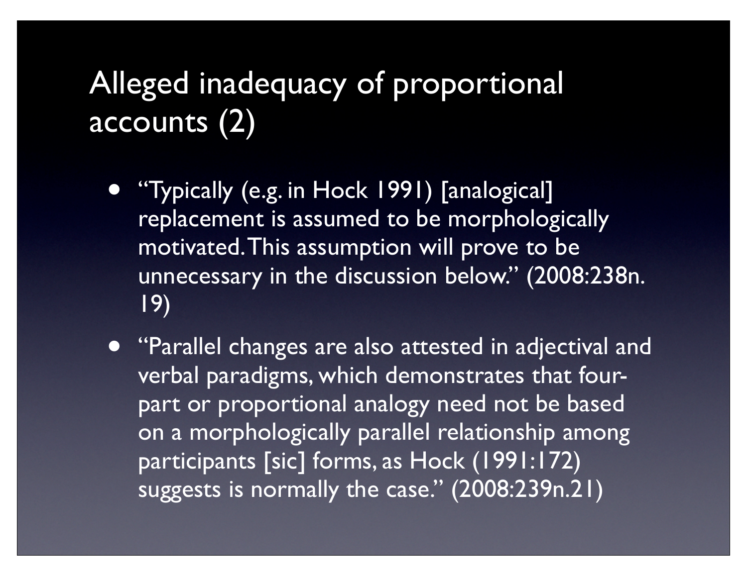# Alleged inadequacy of proportional accounts (2)

- "Typically (e.g. in Hock 1991) [analogical] replacement is assumed to be morphologically motivated. This assumption will prove to be unnecessary in the discussion below." (2008:238n. 19)
- "Parallel changes are also attested in adjectival and verbal paradigms, which demonstrates that four-part or proportional analogy need not be based on a morphologically parallel relationship among participants [sic] forms, as Hock (1991:172) suggests is normally the case." (2008:239n.21)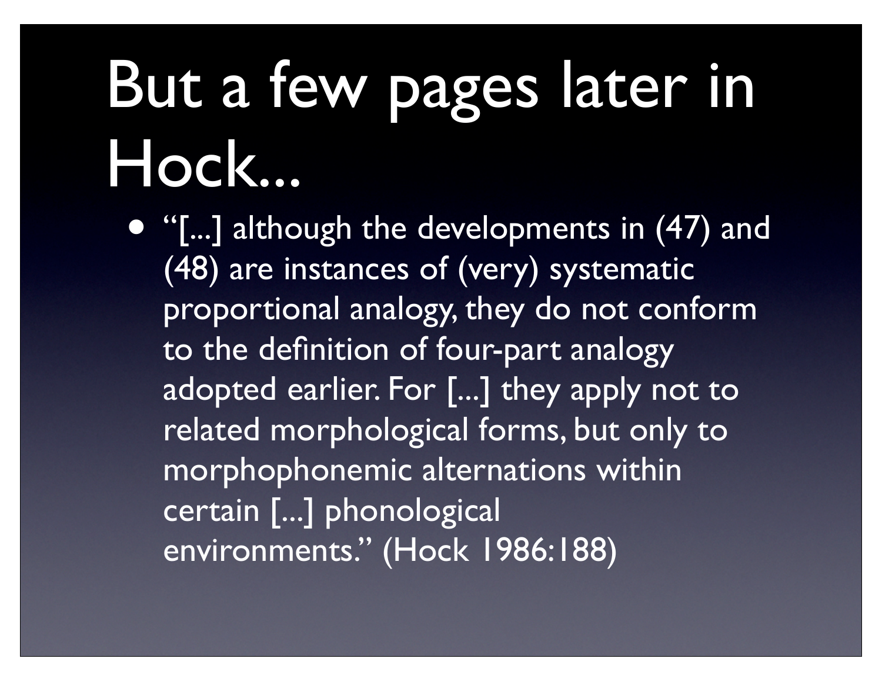# But a few pages later in Hock...

- "[...] although the developments in (47) and (48) are instances of (very) systematic proportional analogy, they do not conform to the definition of four-part analogy adopted earlier. For [...] they apply not to related morphological forms, but only to morphophonemic alternations within certain [...] phonological environments." (Hock 1986:188)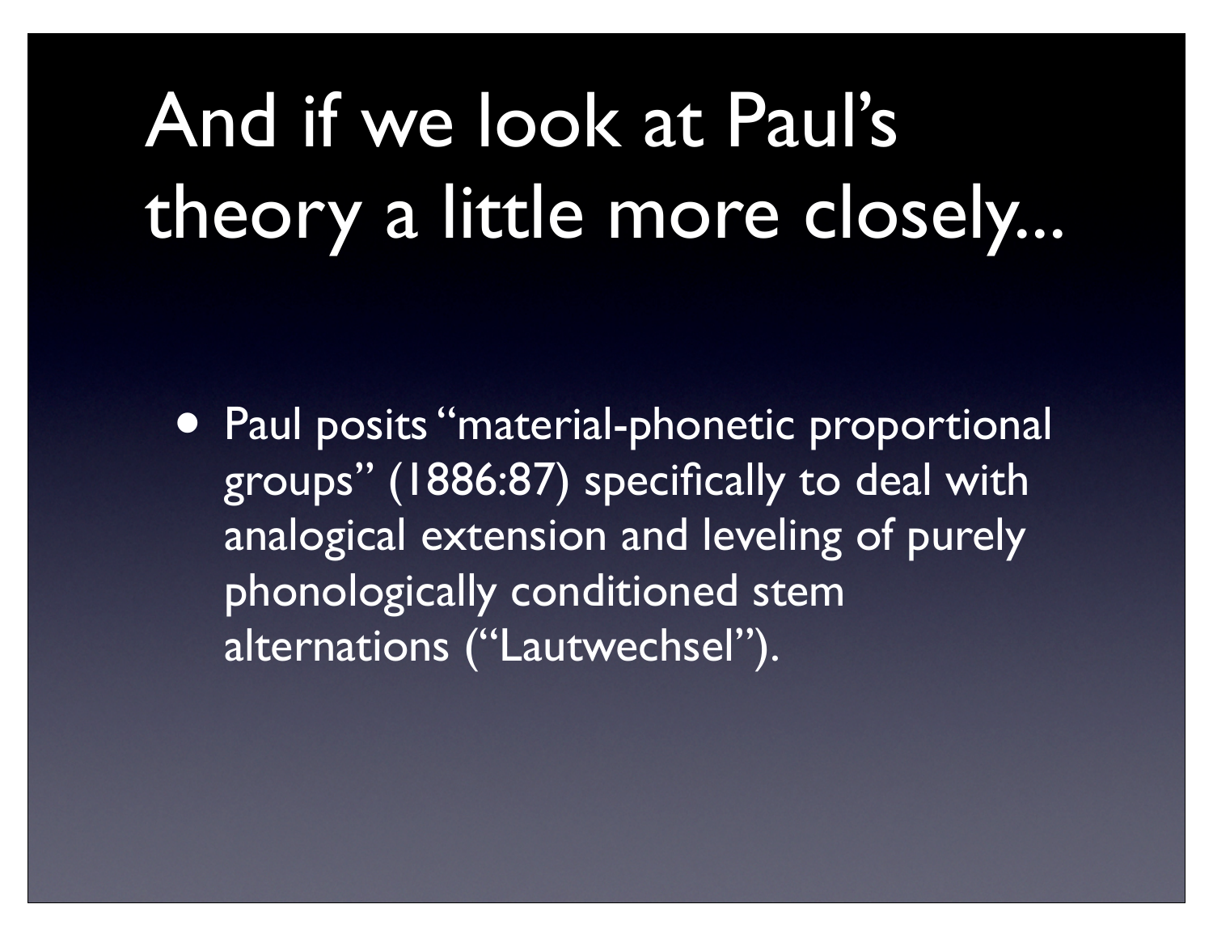# And if we look at Paul's theory a little more closely...

- Paul posits "material-phonetic proportional groups" (1886:87) specifically to deal with analogical extension and leveling of purely phonologically conditioned stem alternations ("Lautwechsel").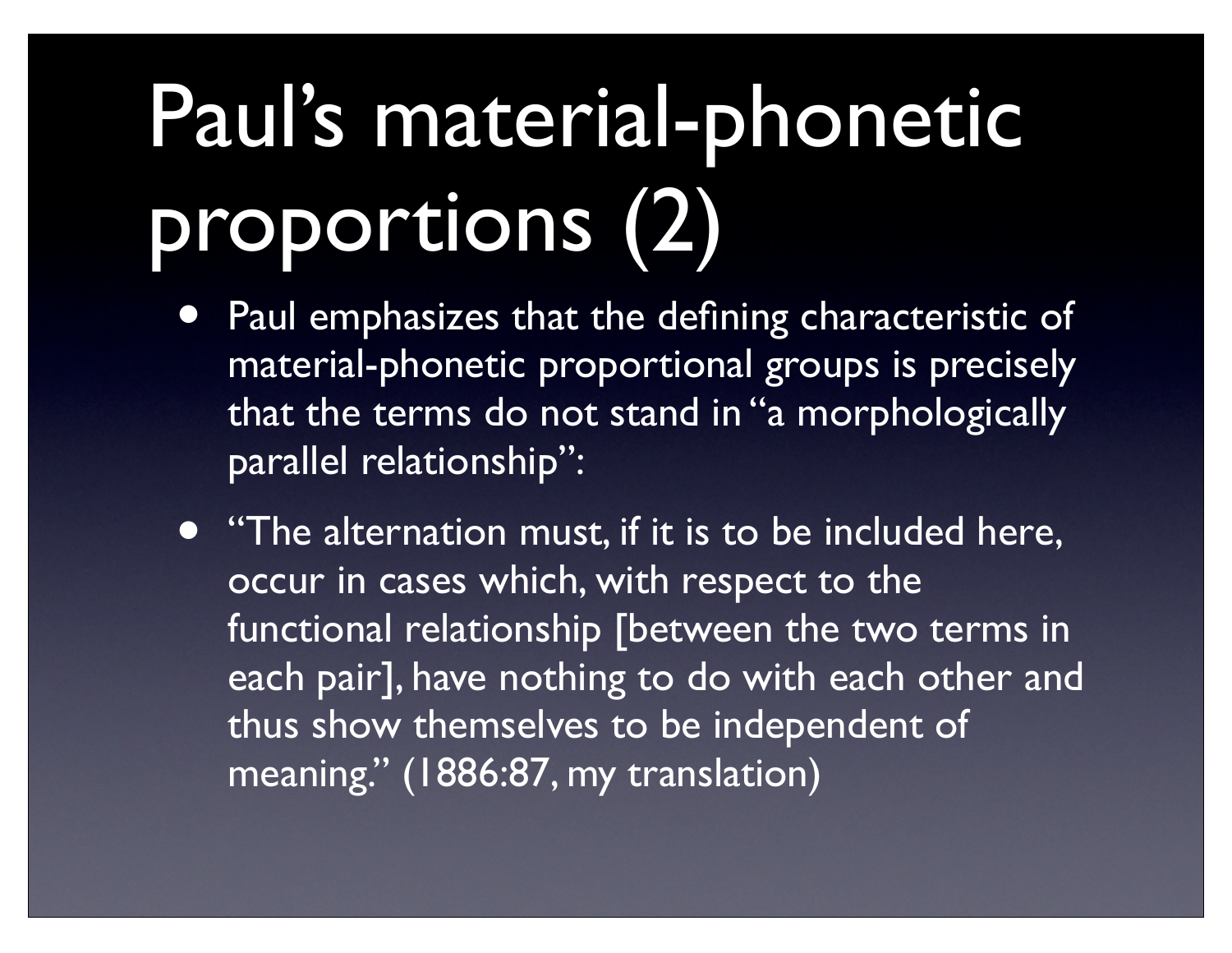# Paul's material-phonetic proportions (2)

- Paul emphasizes that the defining characteristic of material-phonetic proportional groups is precisely that the terms do not stand in "a morphologically parallel relationship":
- "The alternation must, if it is to be included here, occur in cases which, with respect to the functional relationship [between the two terms in each pair], have nothing to do with each other and thus show themselves to be independent of meaning." (1886:87, my translation)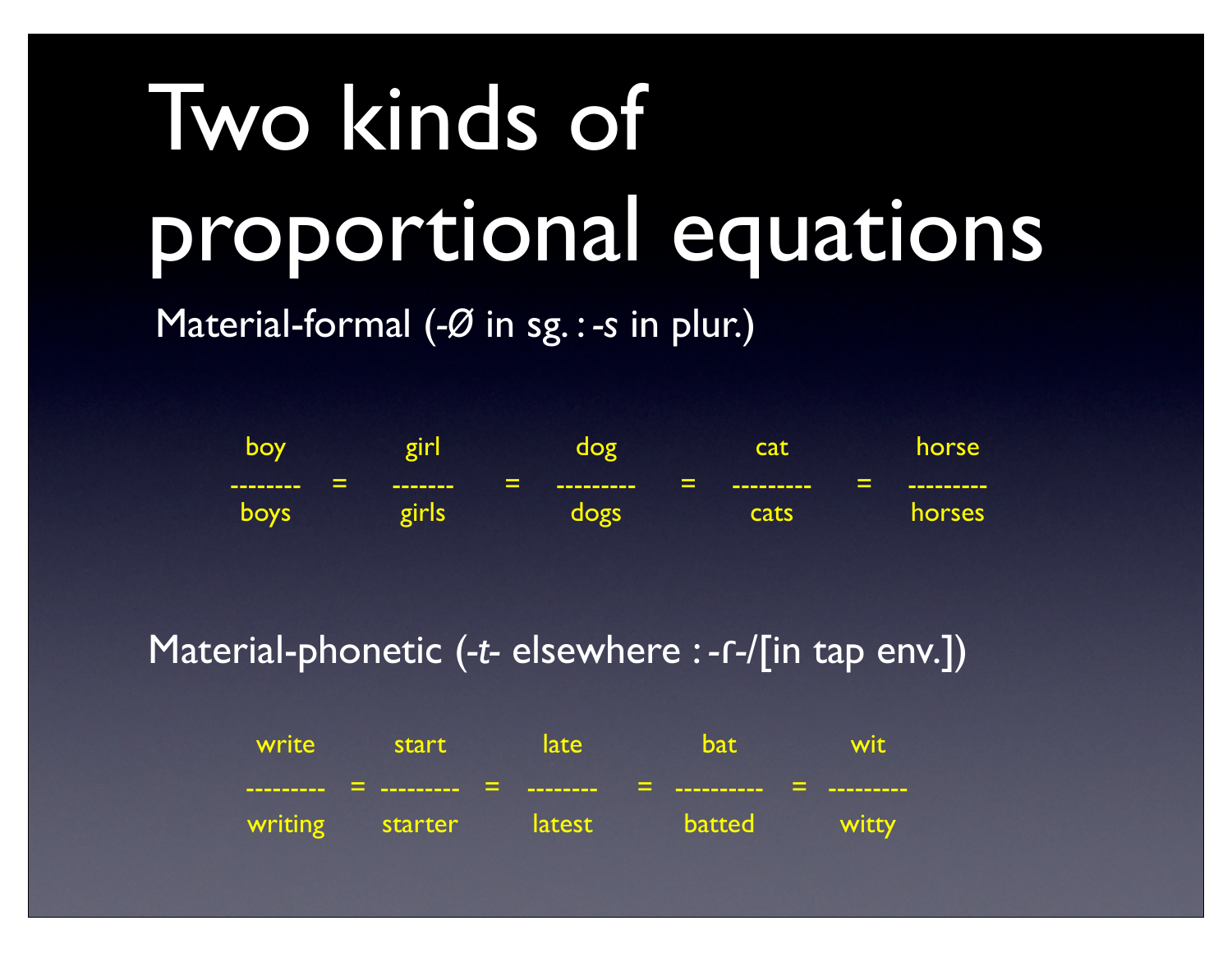# Two kinds of proportional equations

Material-formal (-*Ø* in sg. : -*s* in plur.)

$$\frac{\text{boy}}{\text{boys}} = \frac{\text{girl}}{\text{girls}} = \frac{\text{dog}}{\text{dogs}} = \frac{\text{cat}}{\text{cats}} = \frac{\text{horse}}{\text{horses}}$$

Material-phonetic (-*t*- elsewhere : -ɾ-/[in tap env.])

$$\frac{\text{write}}{\text{writing}} = \frac{\text{start}}{\text{starter}} = \frac{\text{late}}{\text{latest}} = \frac{\text{bat}}{\text{batted}} = \frac{\text{wit}}{\text{witty}}$$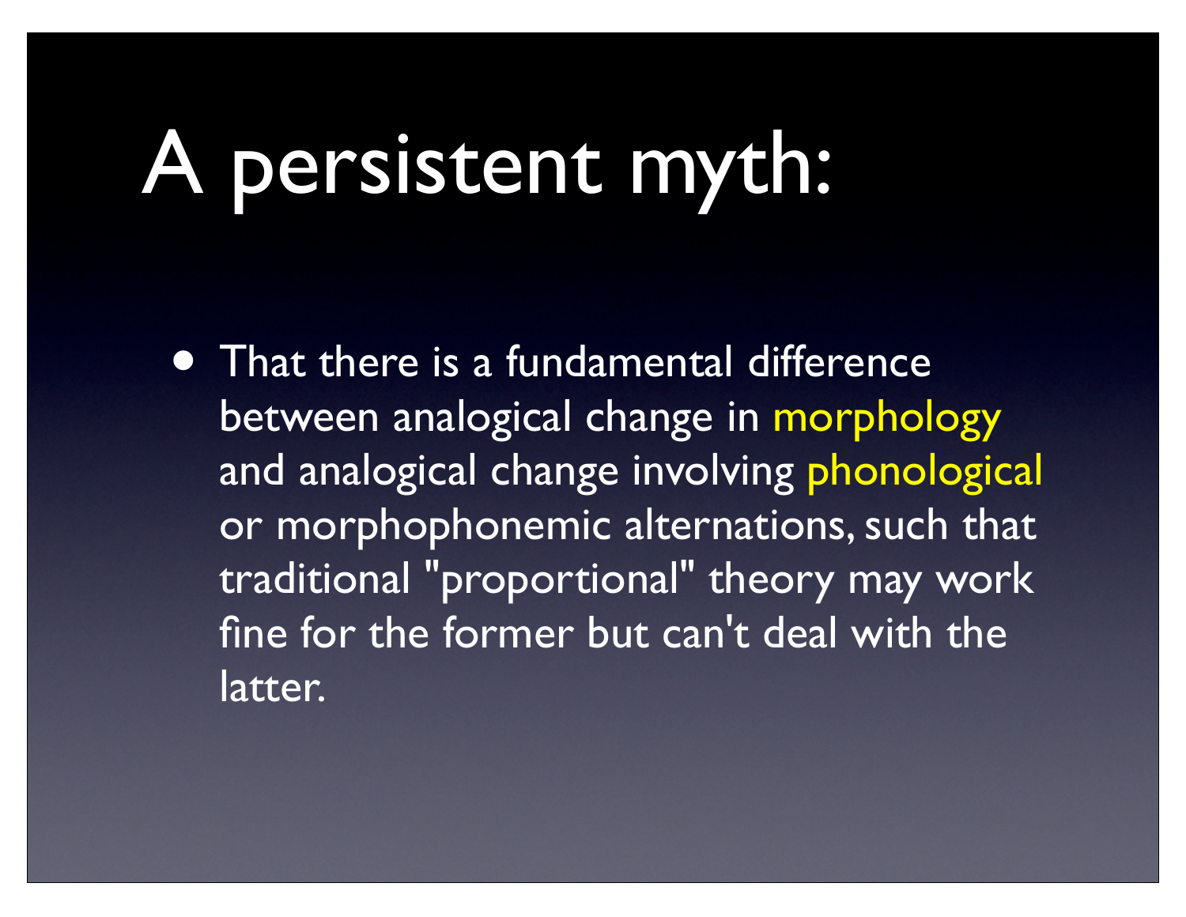# A persistent myth:

- That there is a fundamental difference between analogical change in morphology and analogical change involving phonological or morphophonemic alternations, such that traditional "proportional" theory may work fine for the former but can't deal with the latter.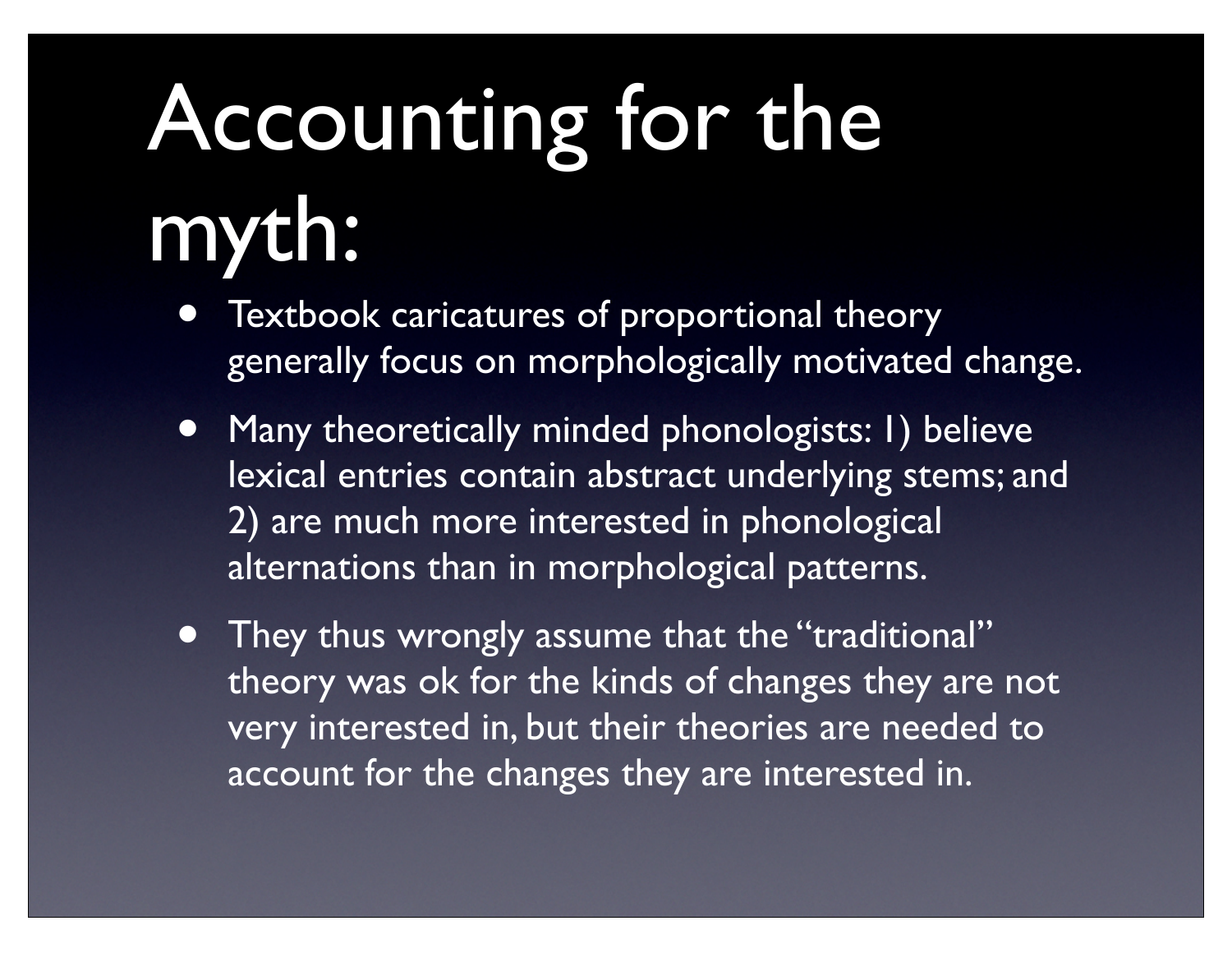# Accounting for the myth:

- Textbook caricatures of proportional theory generally focus on morphologically motivated change.
- Many theoretically minded phonologists: 1) believe lexical entries contain abstract underlying stems; and 2) are much more interested in phonological alternations than in morphological patterns.
- They thus wrongly assume that the "traditional" theory was ok for the kinds of changes they are not very interested in, but their theories are needed to account for the changes they are interested in.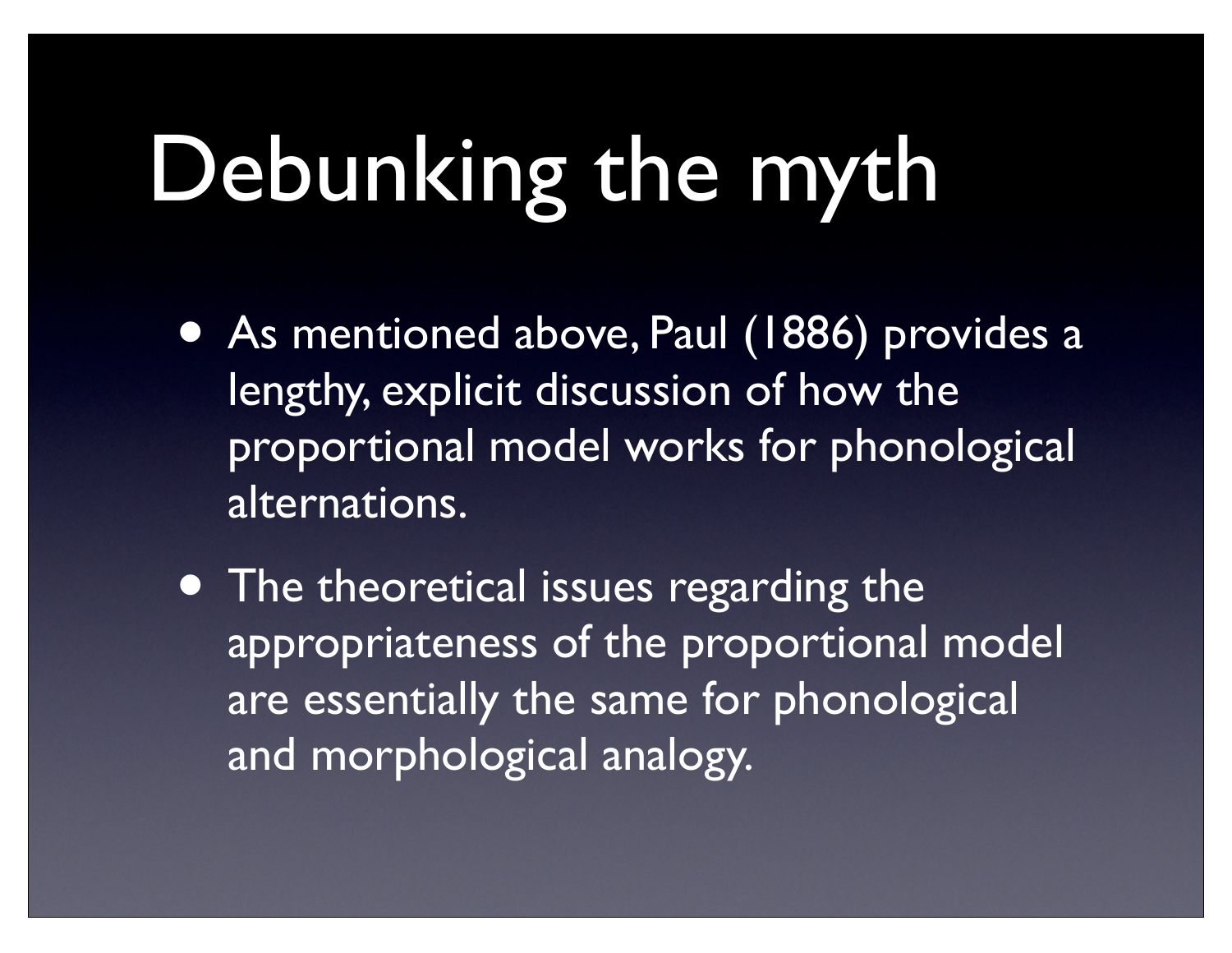# Debunking the myth

- As mentioned above, Paul (1886) provides a lengthy, explicit discussion of how the proportional model works for phonological alternations.
- The theoretical issues regarding the appropriateness of the proportional model are essentially the same for phonological and morphological analogy.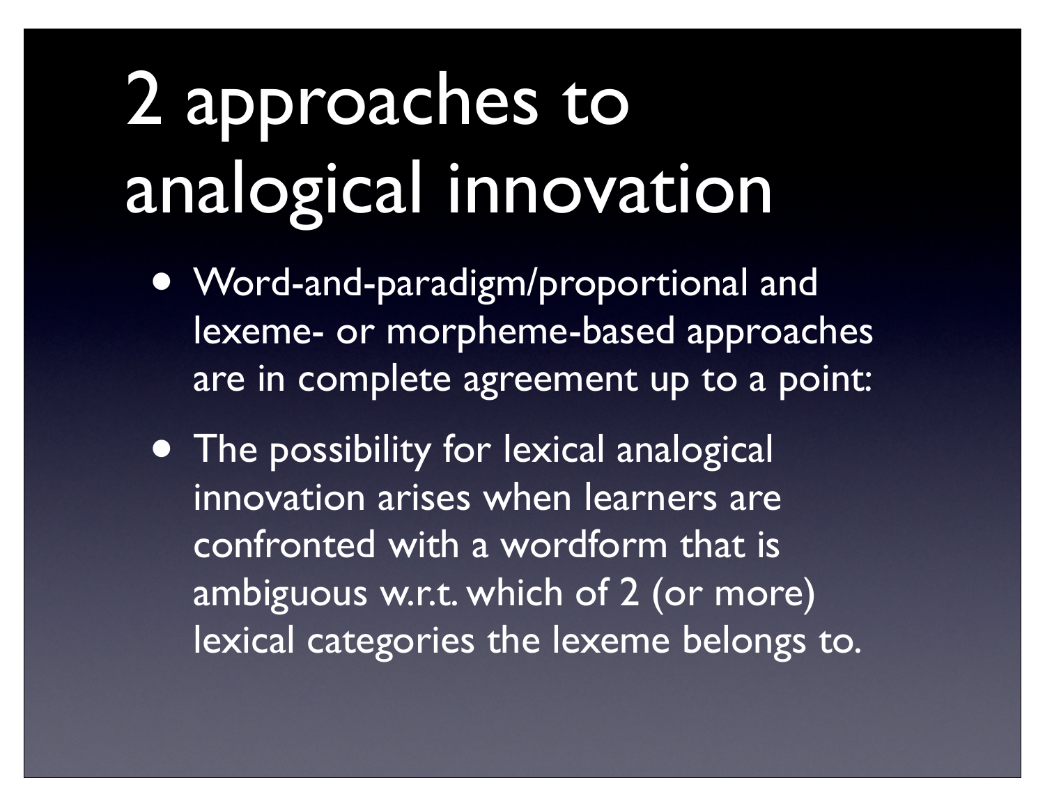# 2 approaches to analogical innovation

- Word-and-paradigm/proportional and lexeme- or morpheme-based approaches are in complete agreement up to a point:
- The possibility for lexical analogical innovation arises when learners are confronted with a wordform that is ambiguous w.r.t. which of 2 (or more) lexical categories the lexeme belongs to.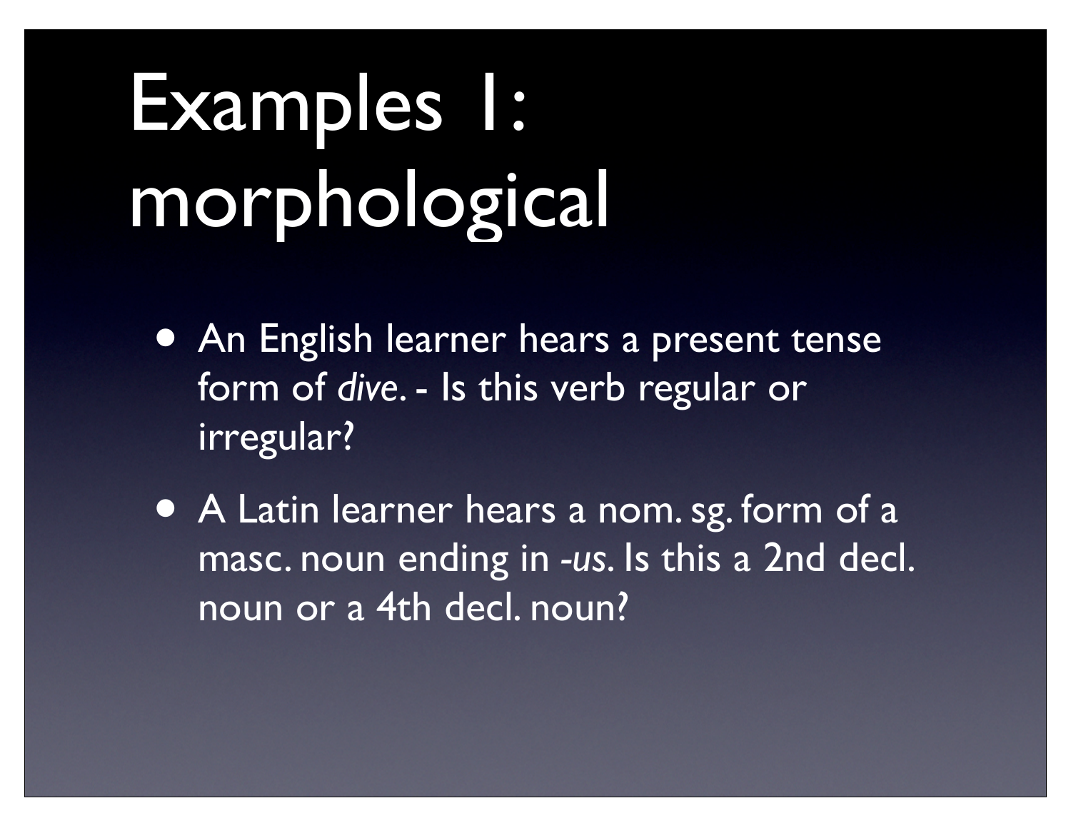# Examples 1: morphological

- An English learner hears a present tense form of *dive*. - Is this verb regular or irregular?
- A Latin learner hears a nom. sg. form of a masc. noun ending in *-us*. Is this a 2nd decl. noun or a 4th decl. noun?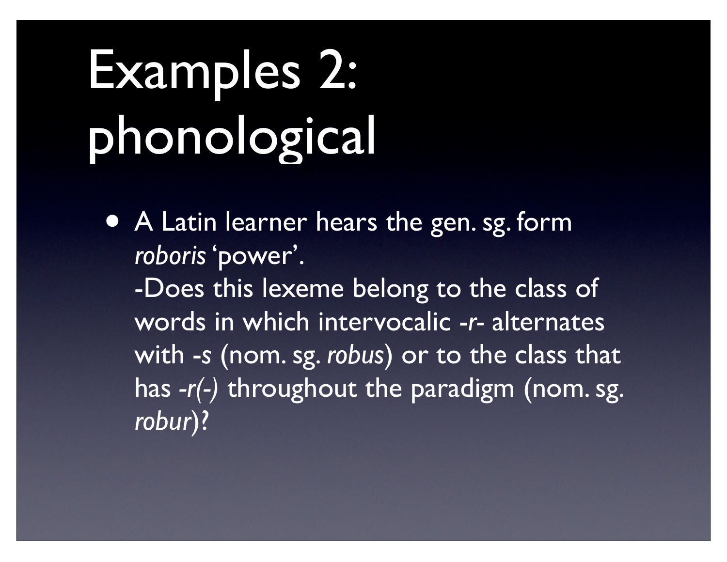# Examples 2: phonological

- A Latin learner hears the gen. sg. form *roboris* 'power'.
  -Does this lexeme belong to the class of words in which intervocalic -*r*- alternates with -*s* (nom. sg. *robus*) or to the class that has *-r(-)* throughout the paradigm (nom. sg. *robur*)?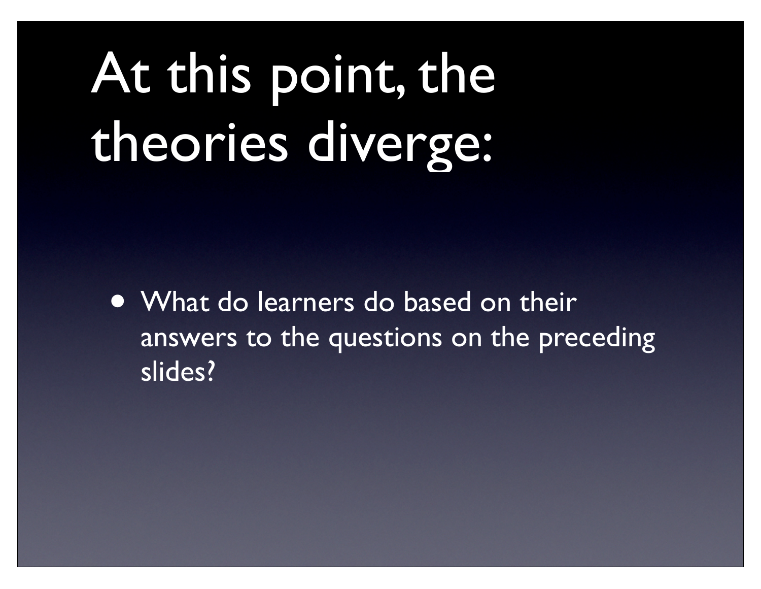# At this point, the theories diverge:

- What do learners do based on their answers to the questions on the preceding slides?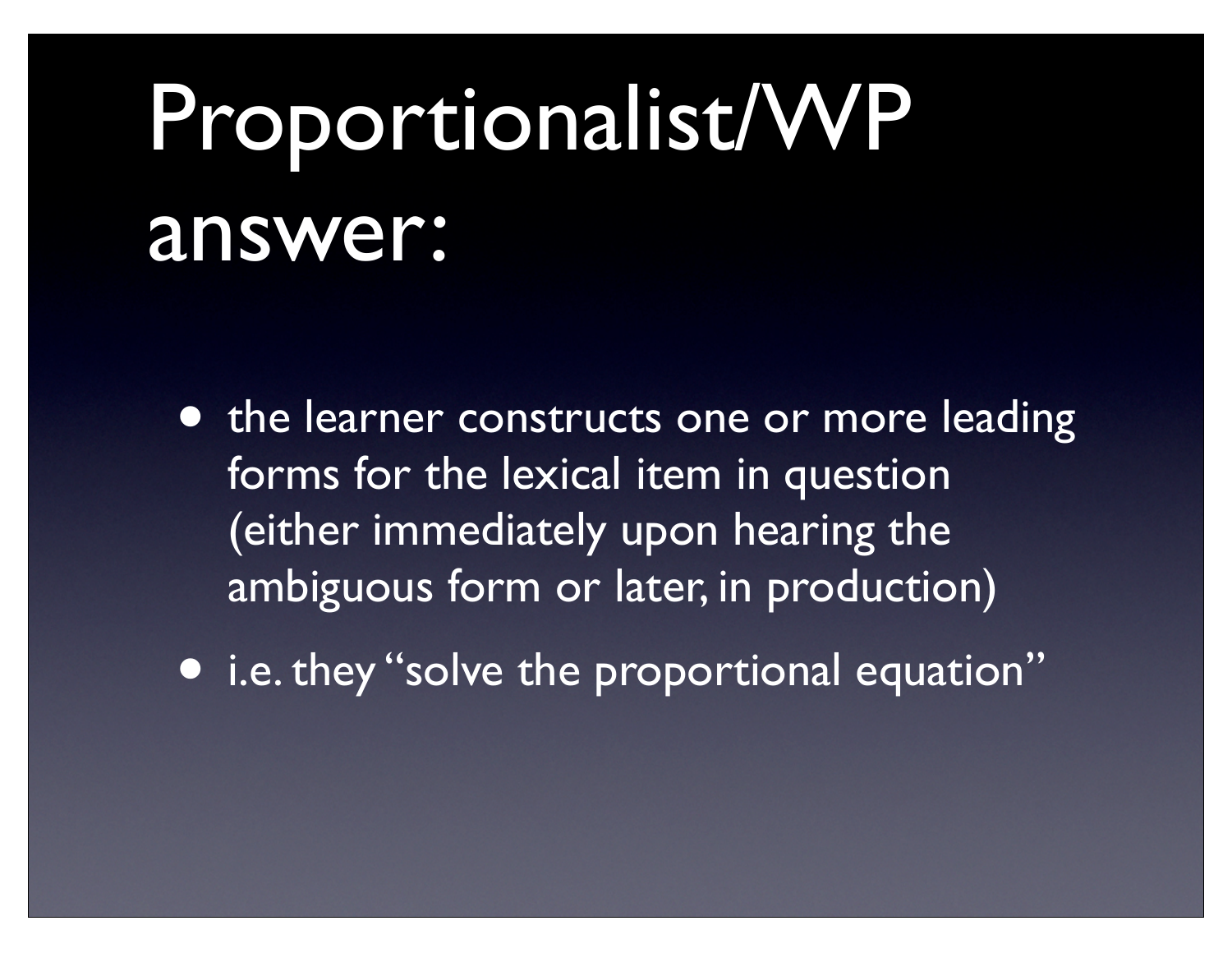# Proportionalist/WP answer:

- the learner constructs one or more leading forms for the lexical item in question (either immediately upon hearing the ambiguous form or later, in production)
- i.e. they "solve the proportional equation"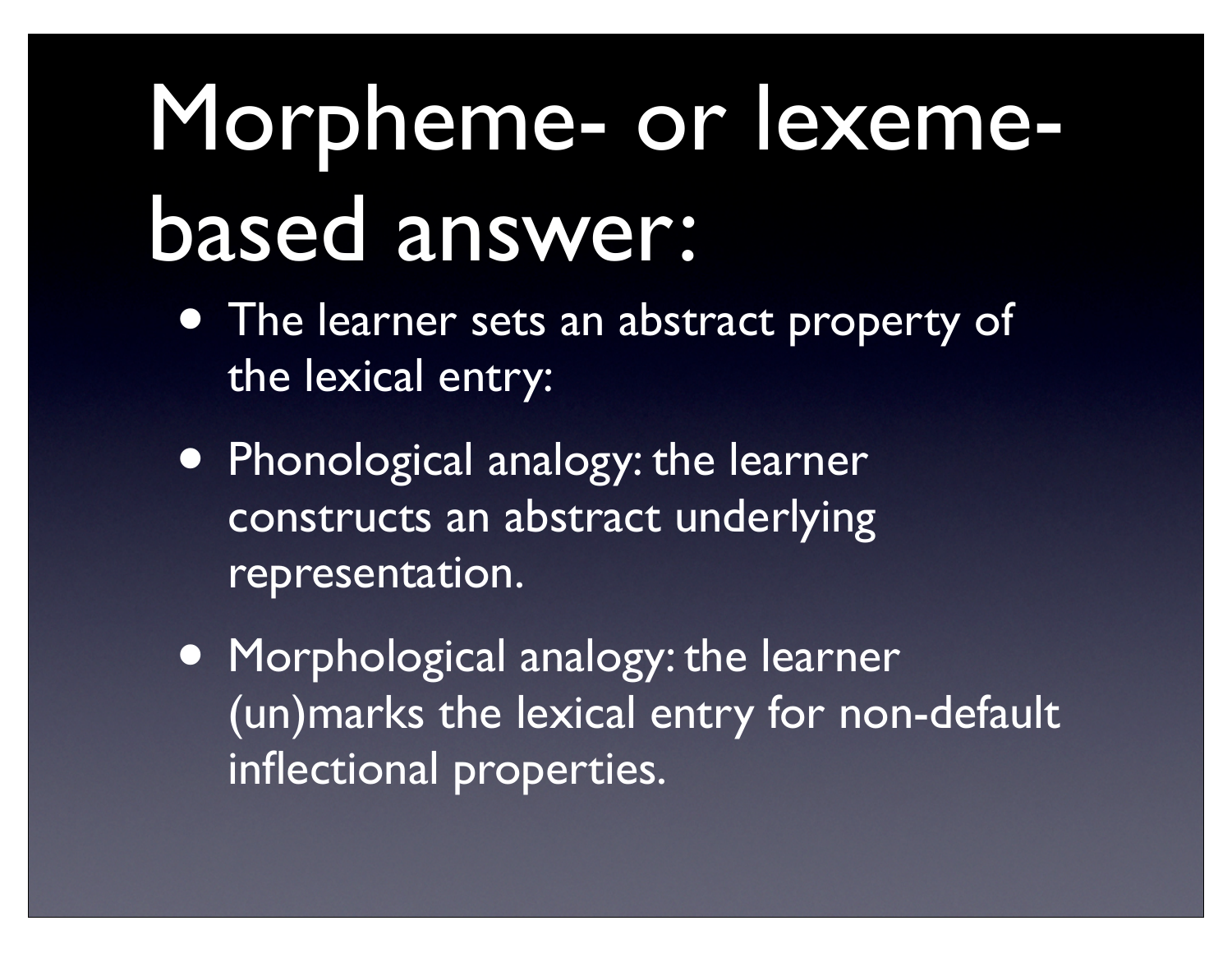# Morpheme- or lexeme-based answer:

- The learner sets an abstract property of the lexical entry:
- Phonological analogy: the learner constructs an abstract underlying representation.
- Morphological analogy: the learner (un)marks the lexical entry for non-default inflectional properties.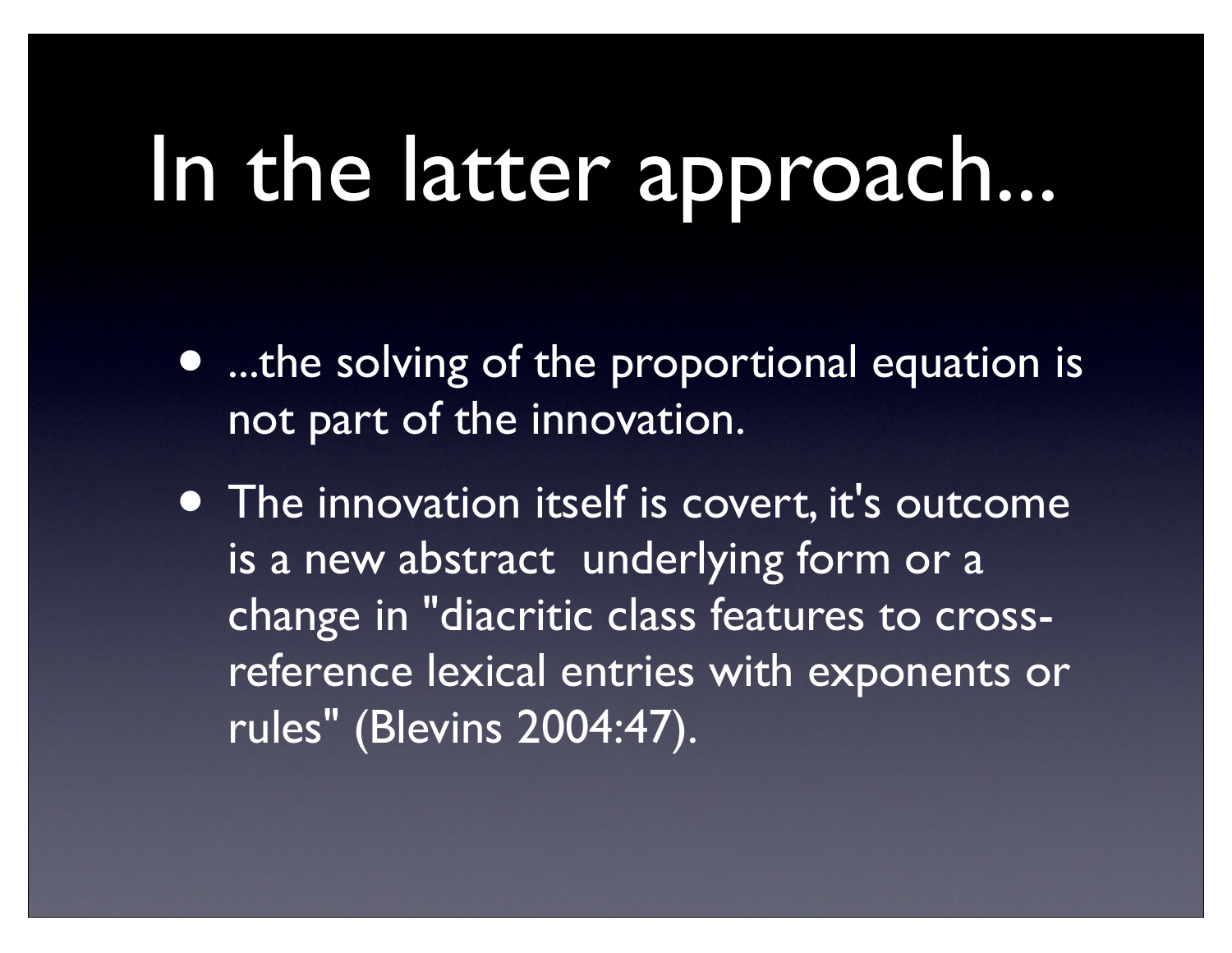# In the latter approach...

- ...the solving of the proportional equation is not part of the innovation.
- The innovation itself is covert, it's outcome is a new abstract underlying form or a change in "diacritic class features to cross-reference lexical entries with exponents or rules" (Blevins 2004:47).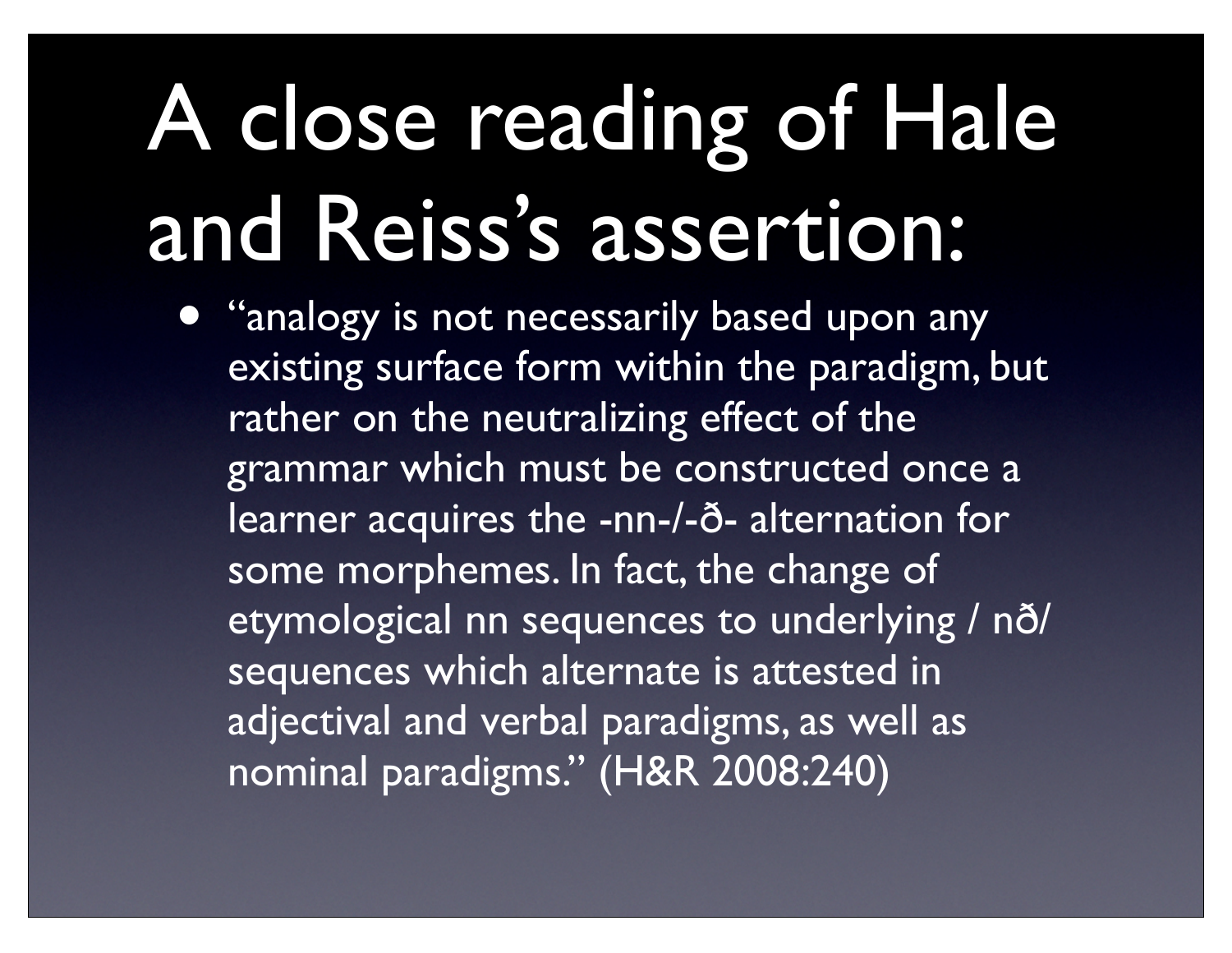# A close reading of Hale and Reiss's assertion:

- "analogy is not necessarily based upon any existing surface form within the paradigm, but rather on the neutralizing effect of the grammar which must be constructed once a learner acquires the -nn-/-ð- alternation for some morphemes. In fact, the change of etymological nn sequences to underlying / nð/ sequences which alternate is attested in adjectival and verbal paradigms, as well as nominal paradigms." (H&R 2008:240)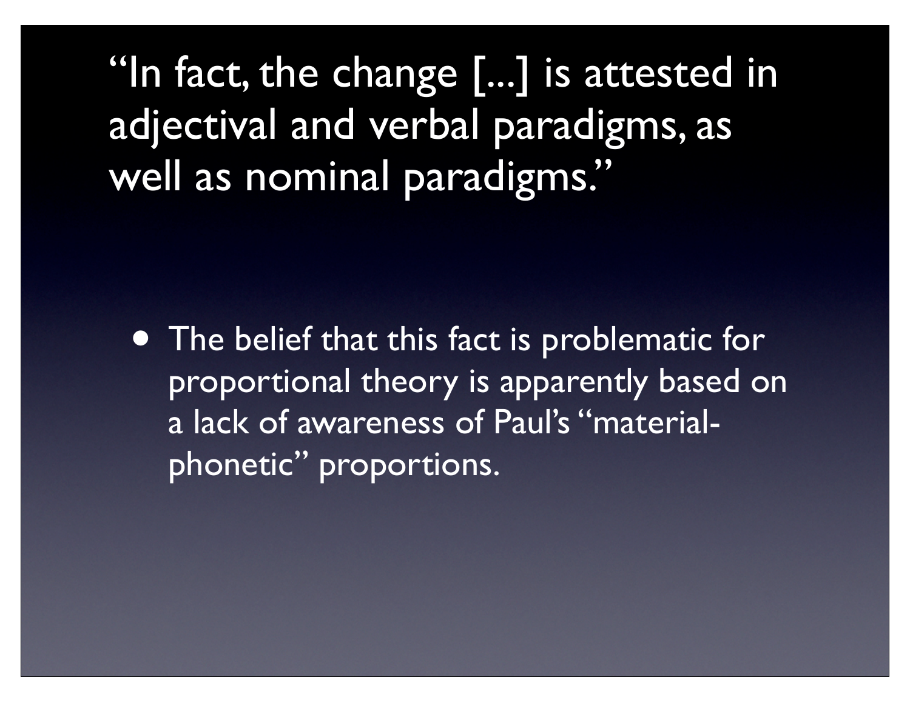# "In fact, the change [...] is attested in adjectival and verbal paradigms, as well as nominal paradigms."

- The belief that this fact is problematic for proportional theory is apparently based on a lack of awareness of Paul's "material-phonetic" proportions.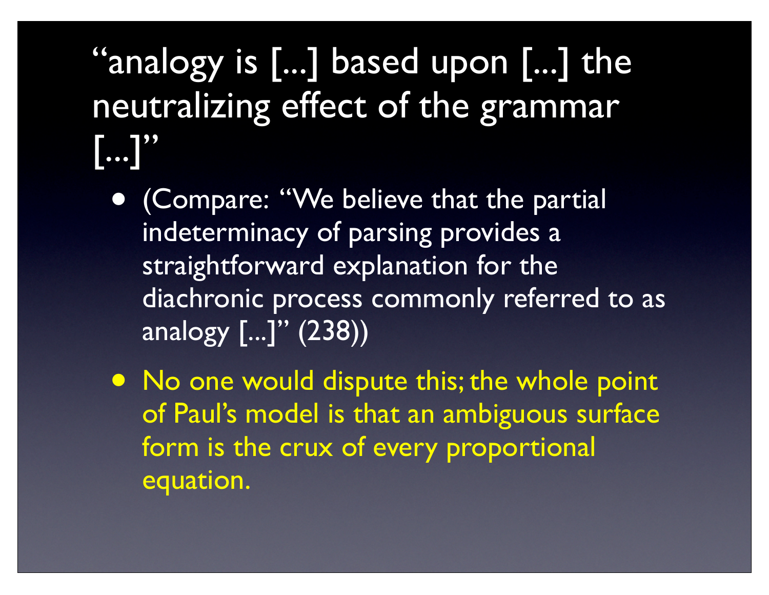# "analogy is [...] based upon [...] the neutralizing effect of the grammar [...]"

- (Compare: "We believe that the partial indeterminacy of parsing provides a straightforward explanation for the diachronic process commonly referred to as analogy [...]" (238))
- No one would dispute this; the whole point of Paul's model is that an ambiguous surface form is the crux of every proportional equation.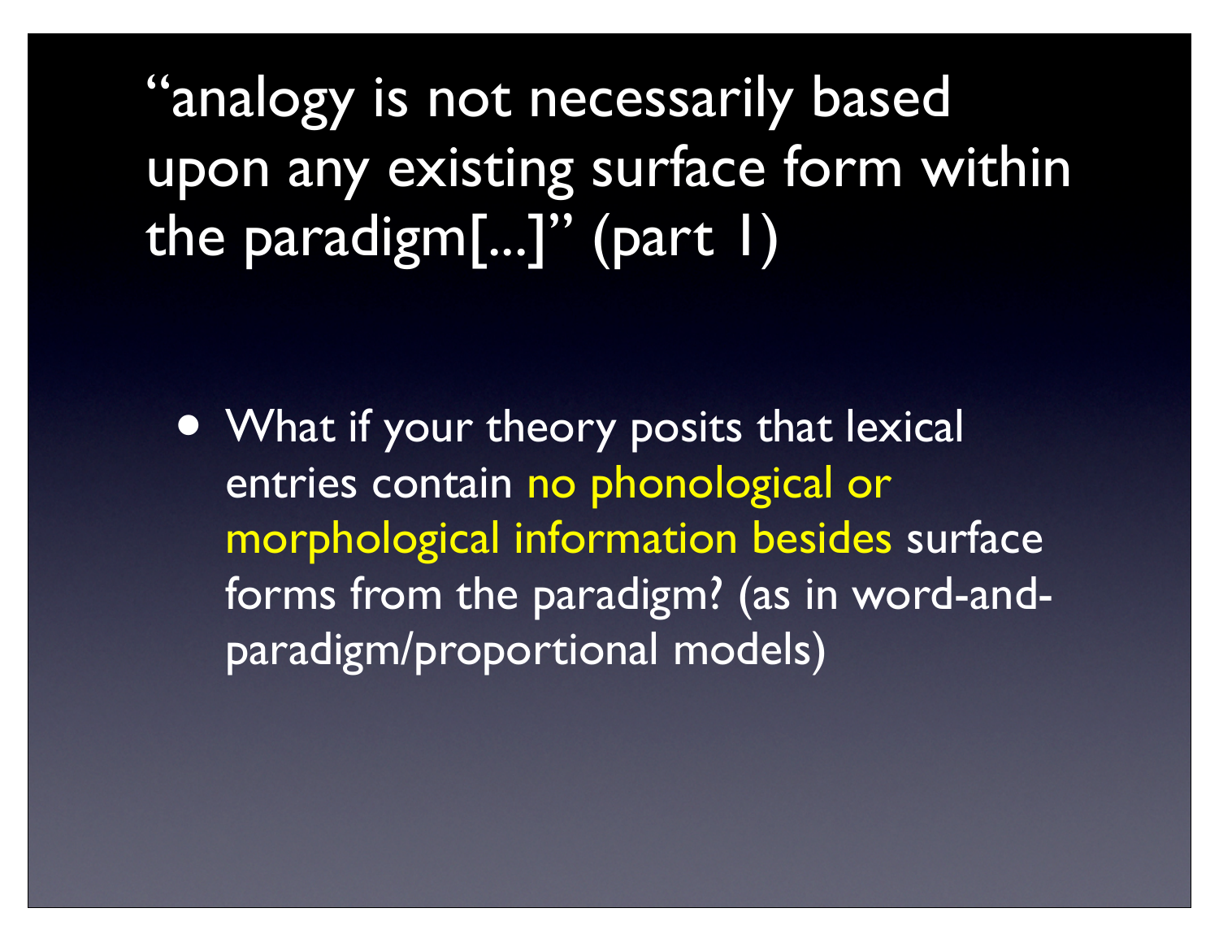# "analogy is not necessarily based upon any existing surface form within the paradigm[...]" (part 1)

- What if your theory posits that lexical entries contain no phonological or morphological information besides surface forms from the paradigm? (as in word-and-paradigm/proportional models)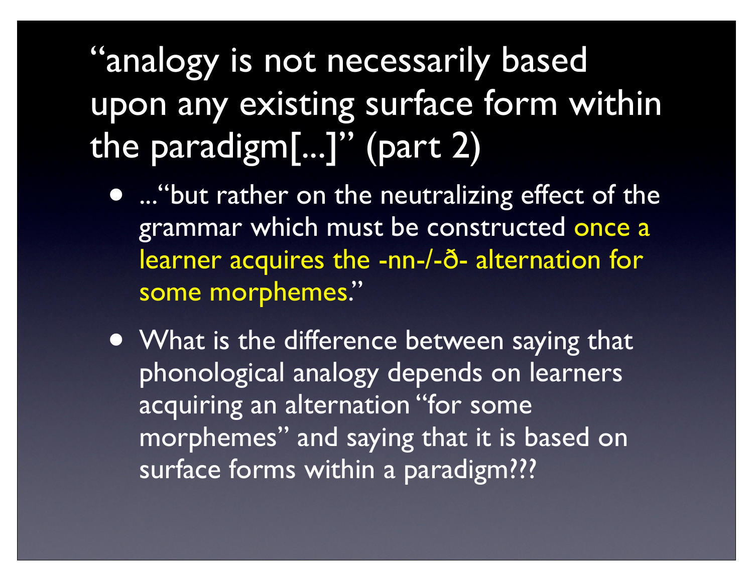# "analogy is not necessarily based upon any existing surface form within the paradigm[...]" (part 2)

- ..."but rather on the neutralizing effect of the grammar which must be constructed once a learner acquires the -nn-/-ð- alternation for some morphemes."
- What is the difference between saying that phonological analogy depends on learners acquiring an alternation "for some morphemes" and saying that it is based on surface forms within a paradigm???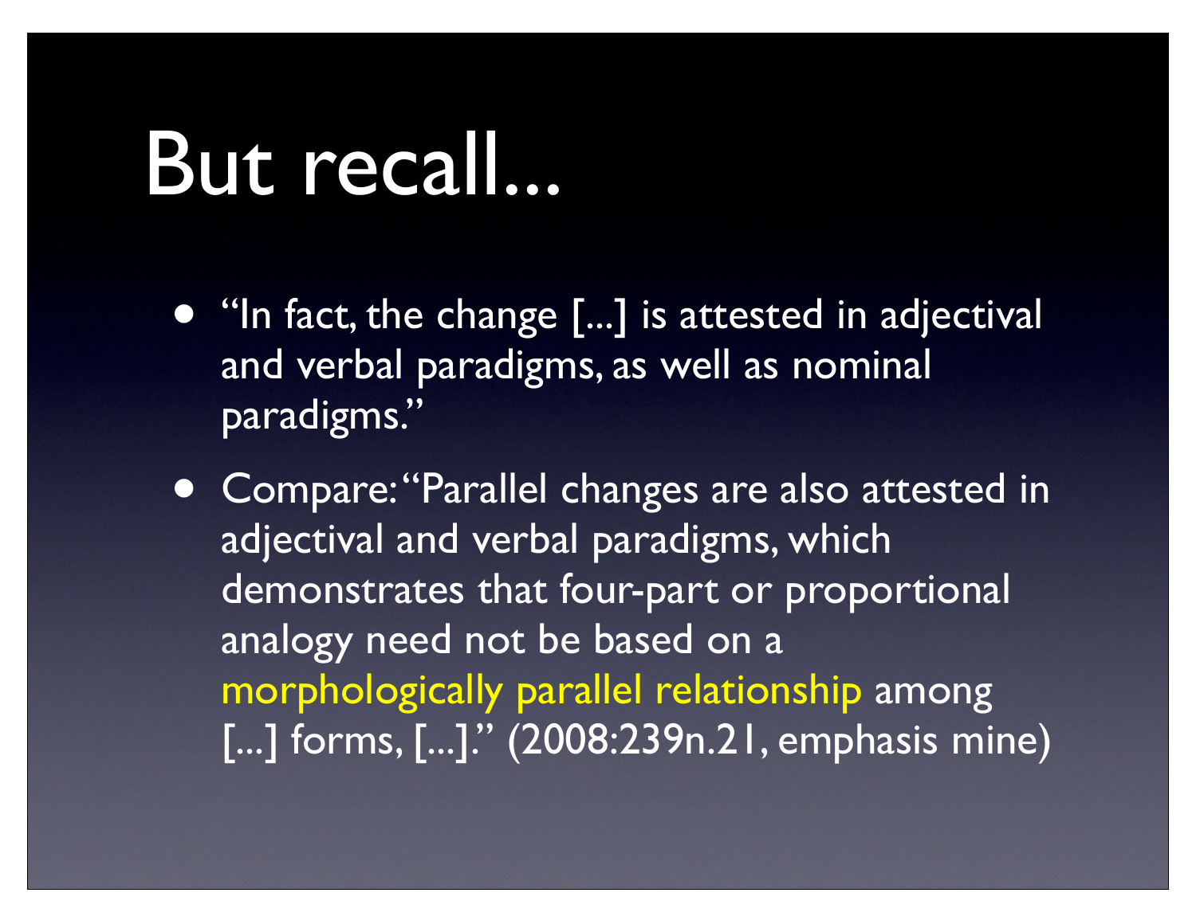# But recall...

- "In fact, the change [...] is attested in adjectival and verbal paradigms, as well as nominal paradigms."
- Compare: "Parallel changes are also attested in adjectival and verbal paradigms, which demonstrates that four-part or proportional analogy need not be based on a morphologically parallel relationship among [...] forms, [...]." (2008:239n.21, emphasis mine)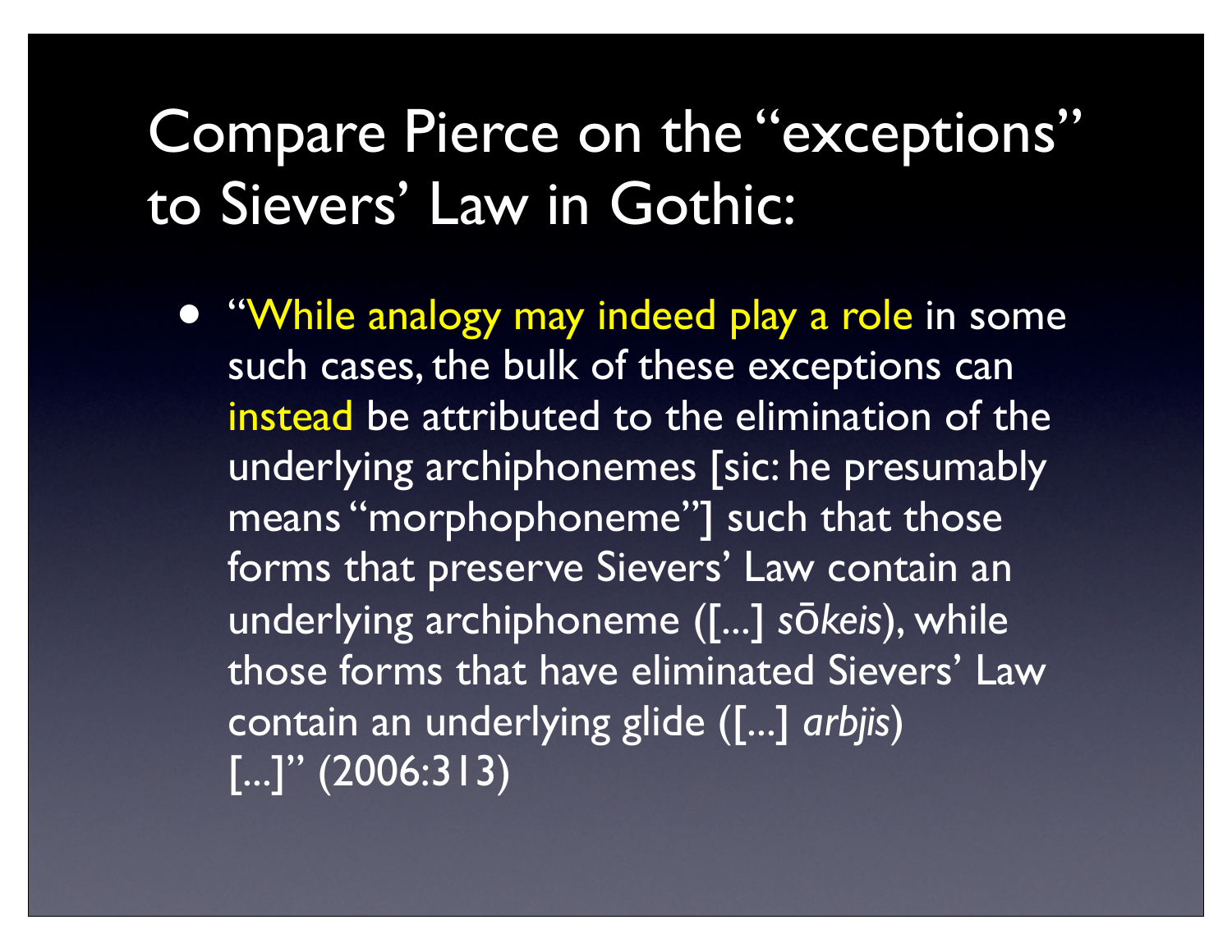# Compare Pierce on the "exceptions" to Sievers' Law in Gothic:

- "While analogy may indeed play a role in some such cases, the bulk of these exceptions can instead be attributed to the elimination of the underlying archiphonemes [sic: he presumably means "morphophoneme"] such that those forms that preserve Sievers' Law contain an underlying archiphoneme ([...] *sōkeis*), while those forms that have eliminated Sievers' Law contain an underlying glide ([...] *arbjis*) [...]" (2006:313)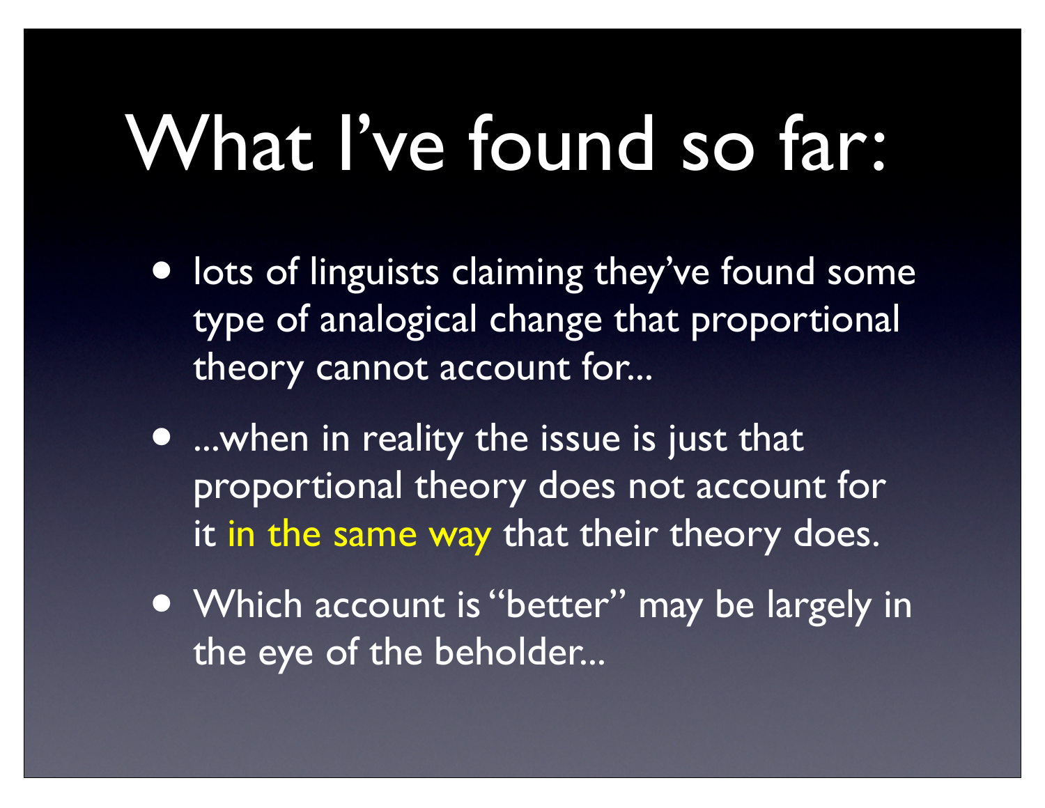# What I've found so far:

- lots of linguists claiming they've found some type of analogical change that proportional theory cannot account for...
- ...when in reality the issue is just that proportional theory does not account for it *in the same way* that their theory does.
- Which account is "better" may be largely in the eye of the beholder...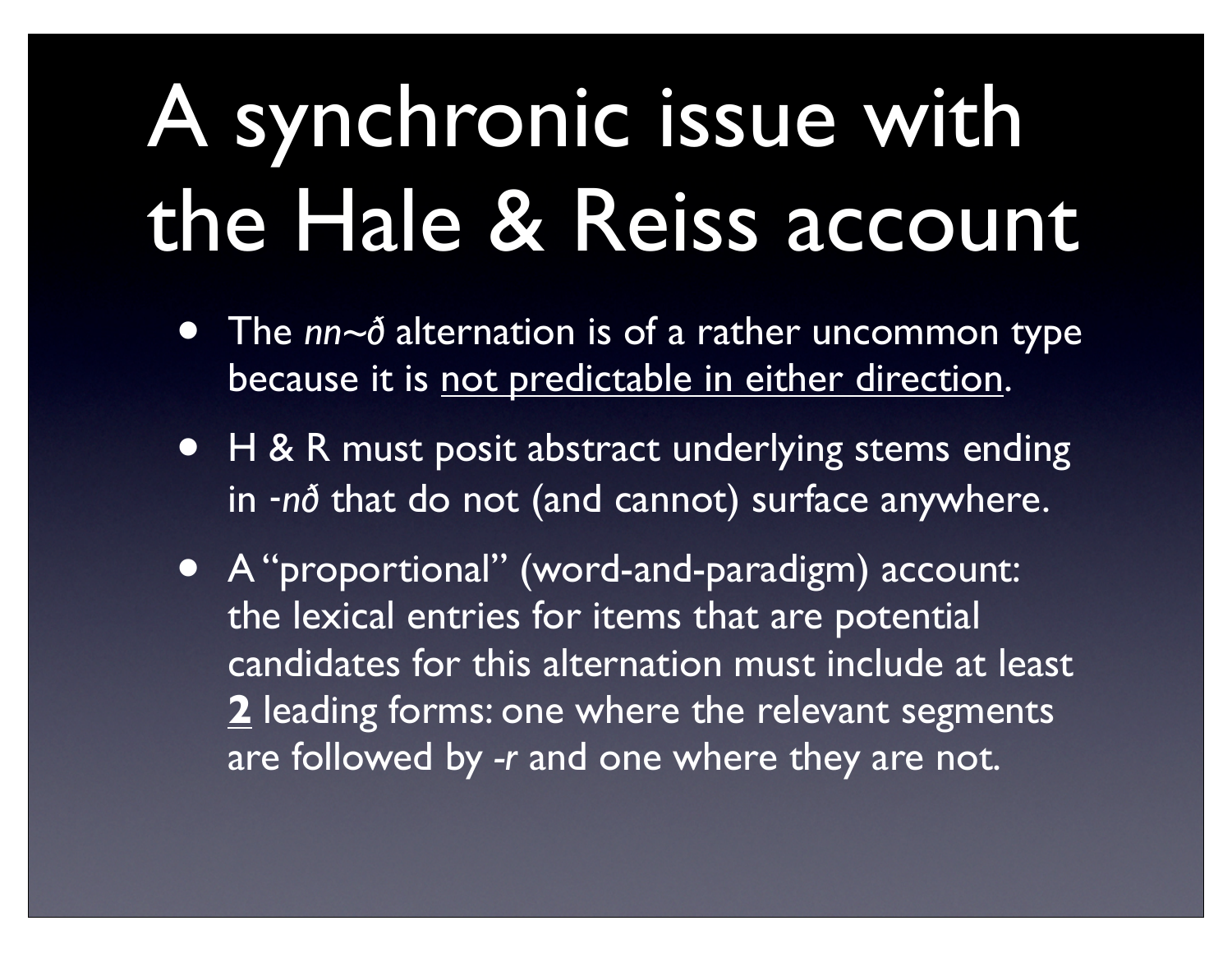# A synchronic issue with the Hale & Reiss account

- The *nn~ð* alternation is of a rather uncommon type because it is <u>not predictable in either direction</u>.
- H & R must posit abstract underlying stems ending in *-nð* that do not (and cannot) surface anywhere.
- A "proportional" (word-and-paradigm) account: the lexical entries for items that are potential candidates for this alternation must include at least **<u>2</u>** leading forms: one where the relevant segments are followed by *-r* and one where they are not.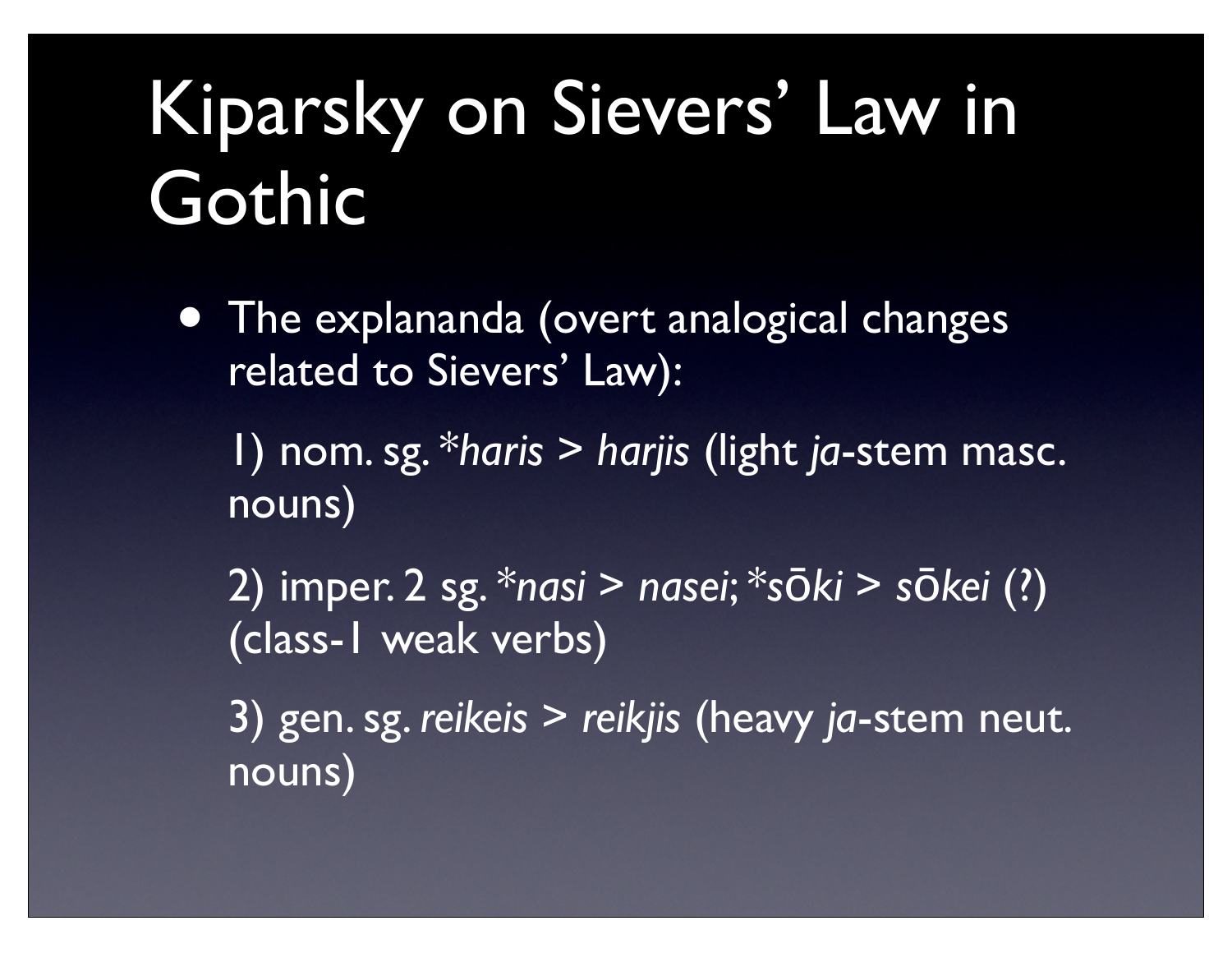# Kiparsky on Sievers' Law in Gothic

- The explananda (overt analogical changes related to Sievers' Law):

  1) nom. sg. *\*haris* > *harjis* (light *ja*-stem masc. nouns)

  2) imper. 2 sg. *\*nasi* > *nasei*; *\*sōki* > *sōkei* (?) (class-1 weak verbs)

  3) gen. sg. *reikeis* > *reikjis* (heavy *ja*-stem neut. nouns)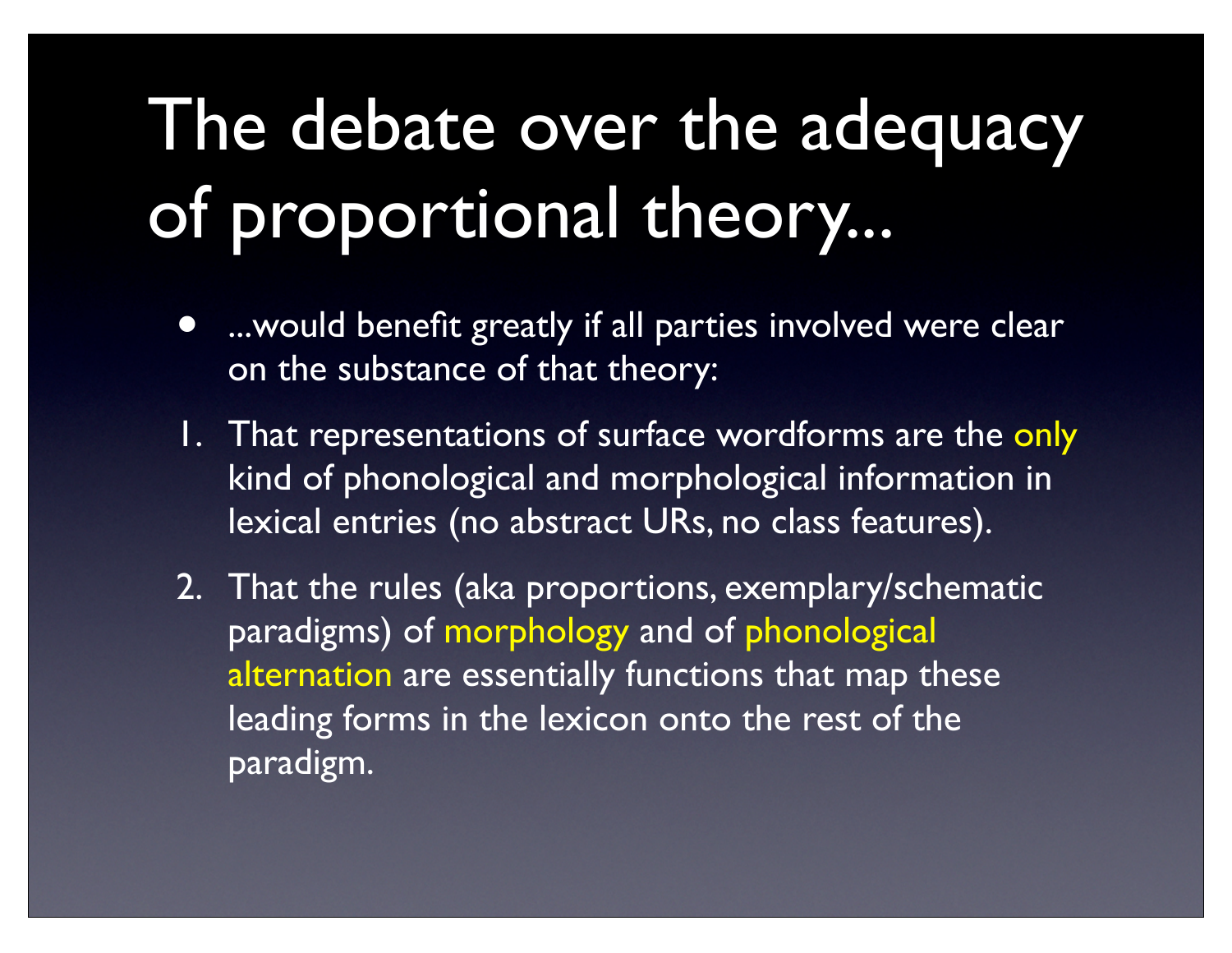# The debate over the adequacy of proportional theory...

- ...would benefit greatly if all parties involved were clear on the substance of that theory:

1. That representations of surface wordforms are the only kind of phonological and morphological information in lexical entries (no abstract URs, no class features).
2. That the rules (aka proportions, exemplary/schematic paradigms) of morphology and of phonological alternation are essentially functions that map these leading forms in the lexicon onto the rest of the paradigm.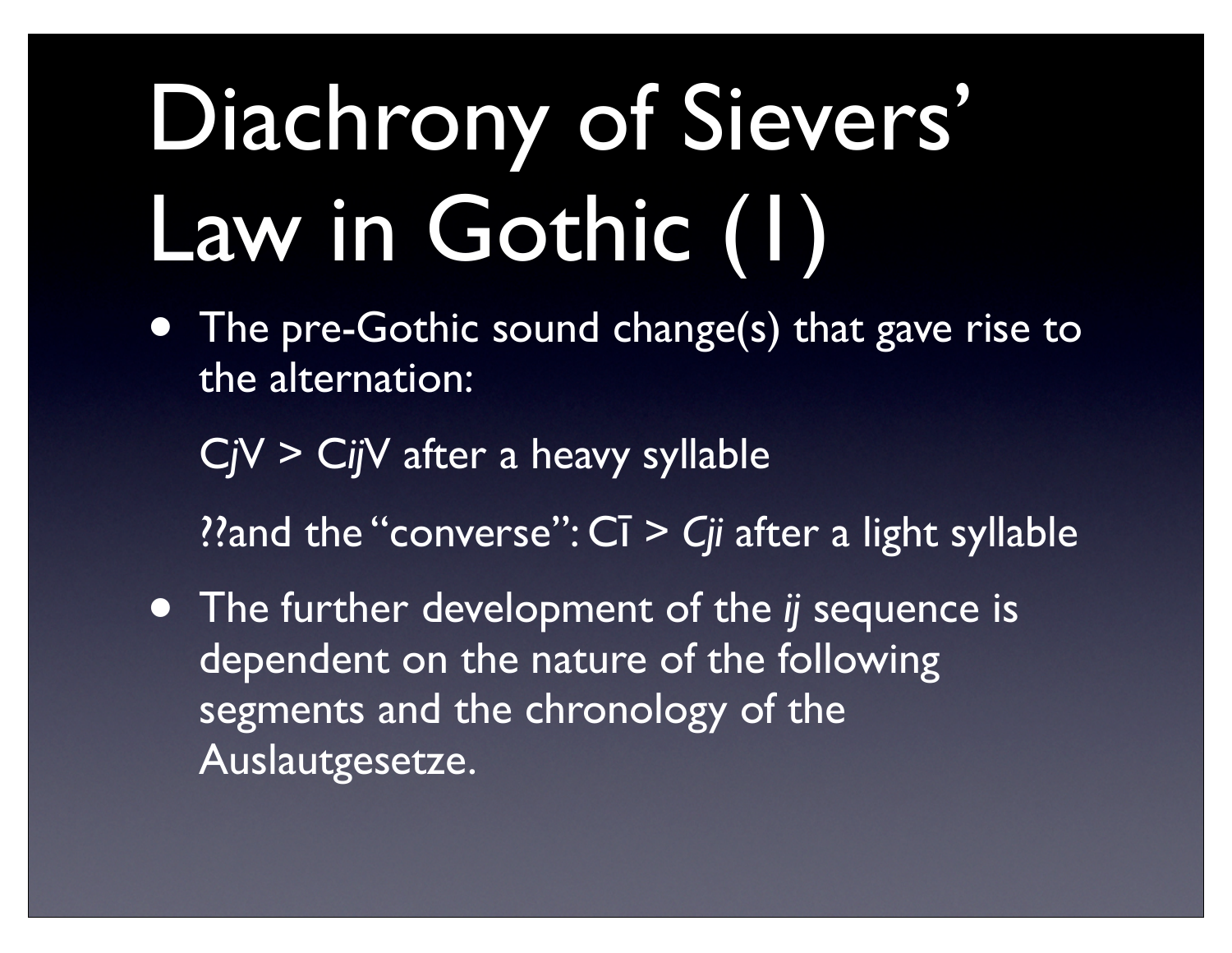# Diachrony of Sievers' Law in Gothic (1)

- The pre-Gothic sound change(s) that gave rise to the alternation:

  C*j*V > C*ij*V after a heavy syllable

  ??and the "converse": Cī > *Cji* after a light syllable

- The further development of the *ij* sequence is dependent on the nature of the following segments and the chronology of the Auslautgesetze.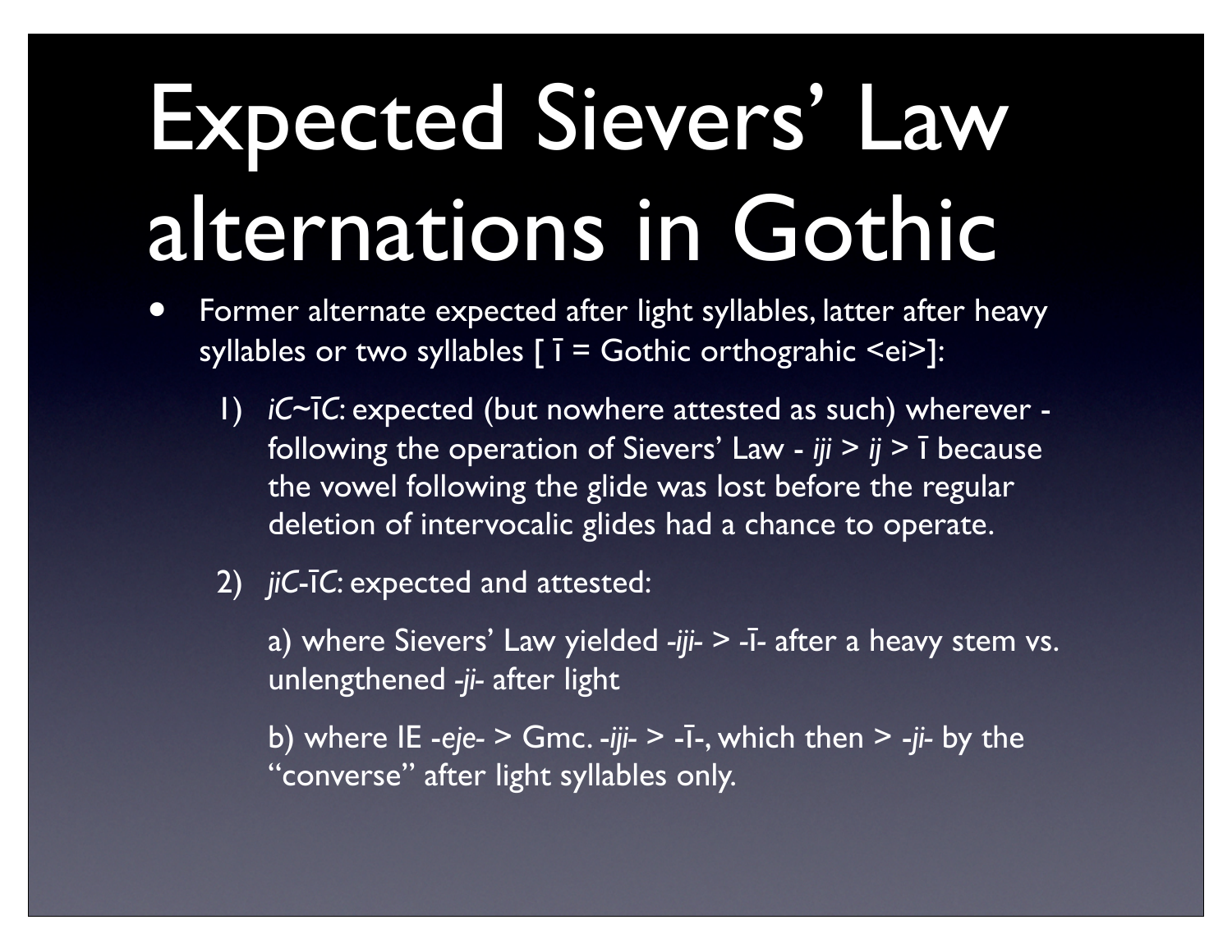# Expected Sievers' Law alternations in Gothic

- Former alternate expected after light syllables, latter after heavy syllables or two syllables [ ī = Gothic orthograhic <ei>]:

    1) *iC~īC*: expected (but nowhere attested as such) wherever - following the operation of Sievers' Law - *iji* > *ij* > ī because the vowel following the glide was lost before the regular deletion of intervocalic glides had a chance to operate.

    2) *jiC-īC*: expected and attested:

        a) where Sievers' Law yielded *-iji-* > -ī- after a heavy stem vs. unlengthened *-ji-* after light

        b) where IE *-eje-* > Gmc. *-iji-* > -ī-, which then > *-ji-* by the "converse" after light syllables only.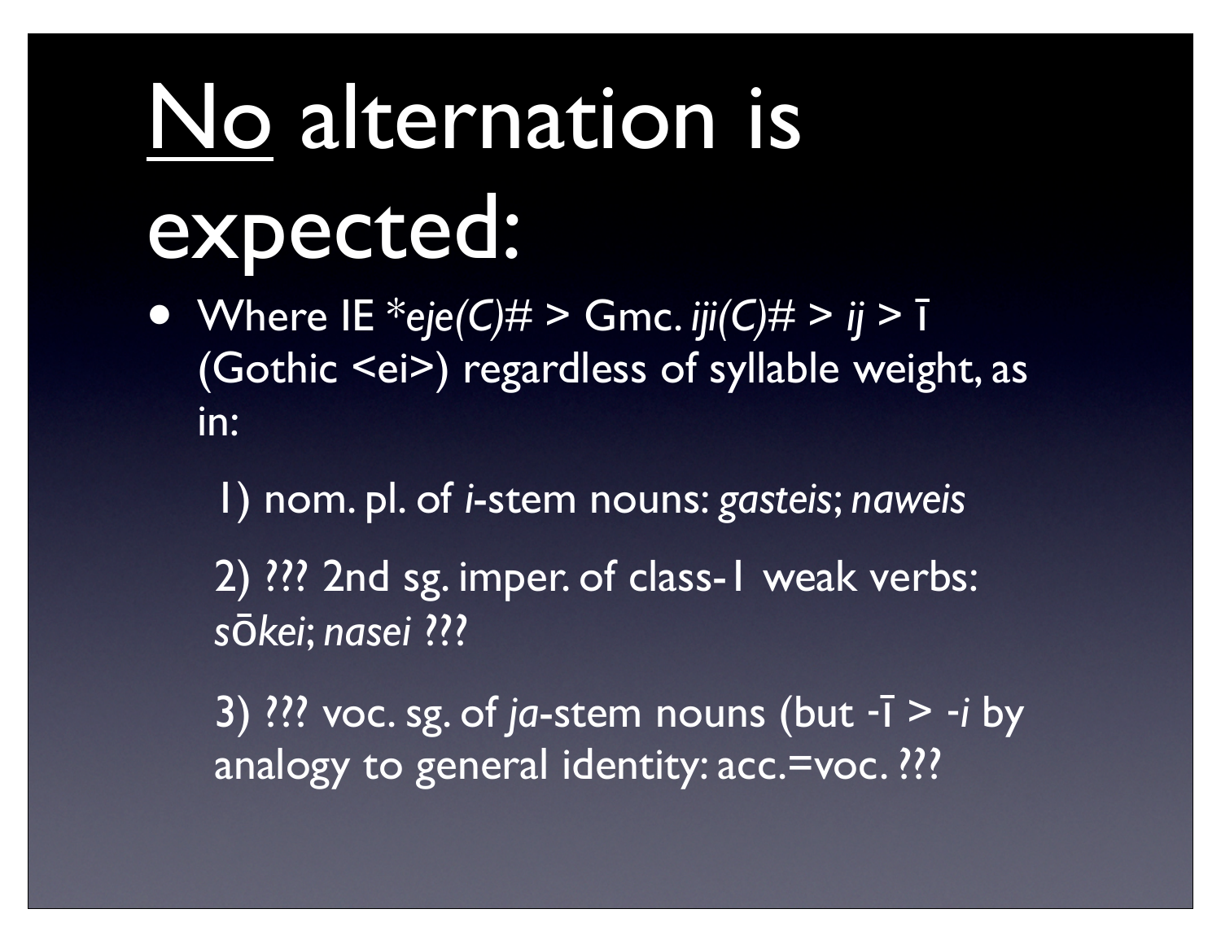# No alternation is expected:

- Where IE *\*eje(C)#* > Gmc. *iji(C)#* > *ij* > ī (Gothic <ei>) regardless of syllable weight, as in:

  1) nom. pl. of *i*-stem nouns: *gasteis*; *naweis*

  2) ??? 2nd sg. imper. of class-1 weak verbs: *sōkei*; *nasei* ???

  3) ??? voc. sg. of *ja*-stem nouns (but -ī > -*i* by analogy to general identity: acc.=voc. ???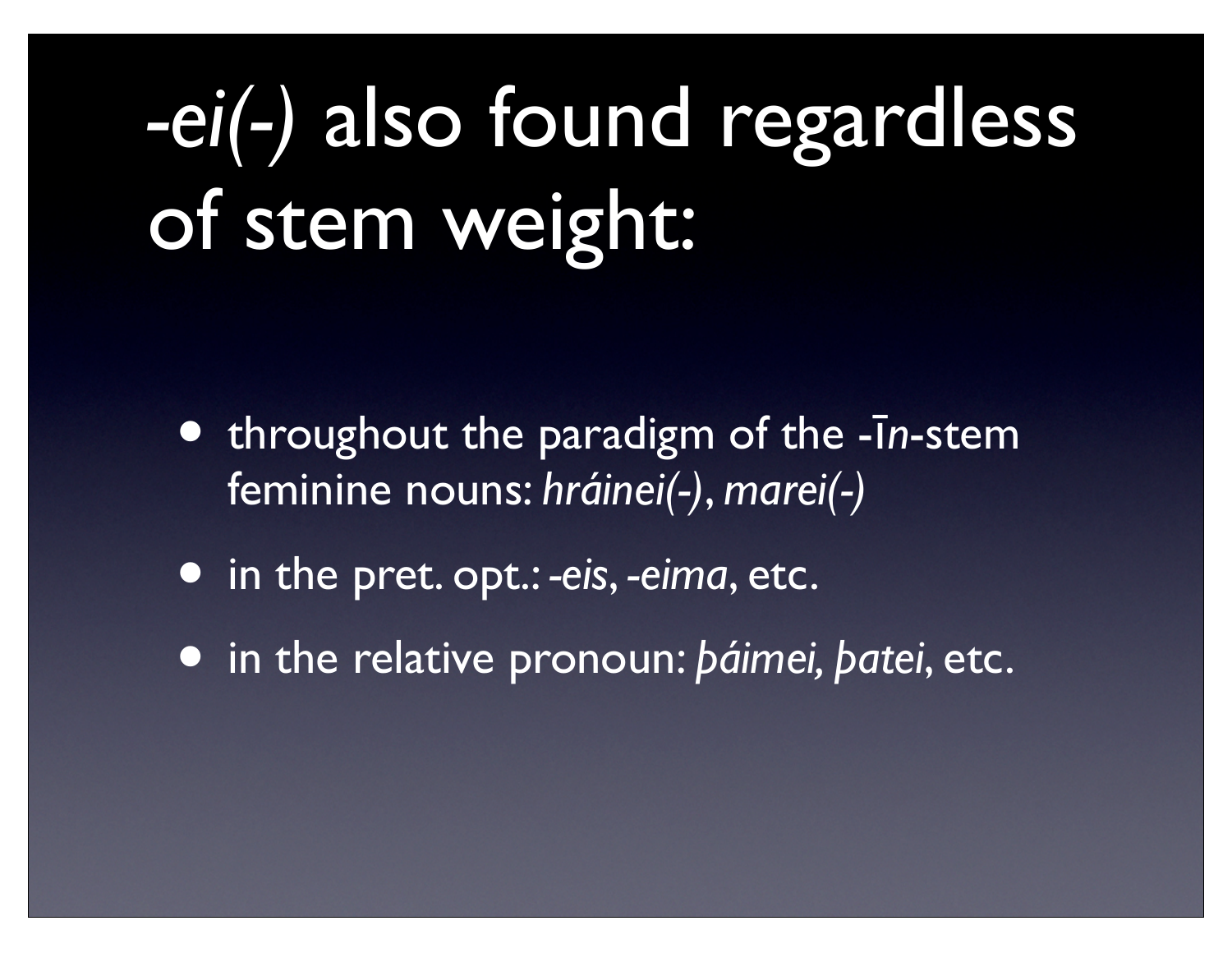# *-ei(-)* also found regardless of stem weight:

- throughout the paradigm of the -ī*n*-stem feminine nouns: *hráinei(-)*, *marei(-)*
- in the pret. opt.: *-eis*, *-eima*, etc.
- in the relative pronoun: *þáimei, þatei*, etc.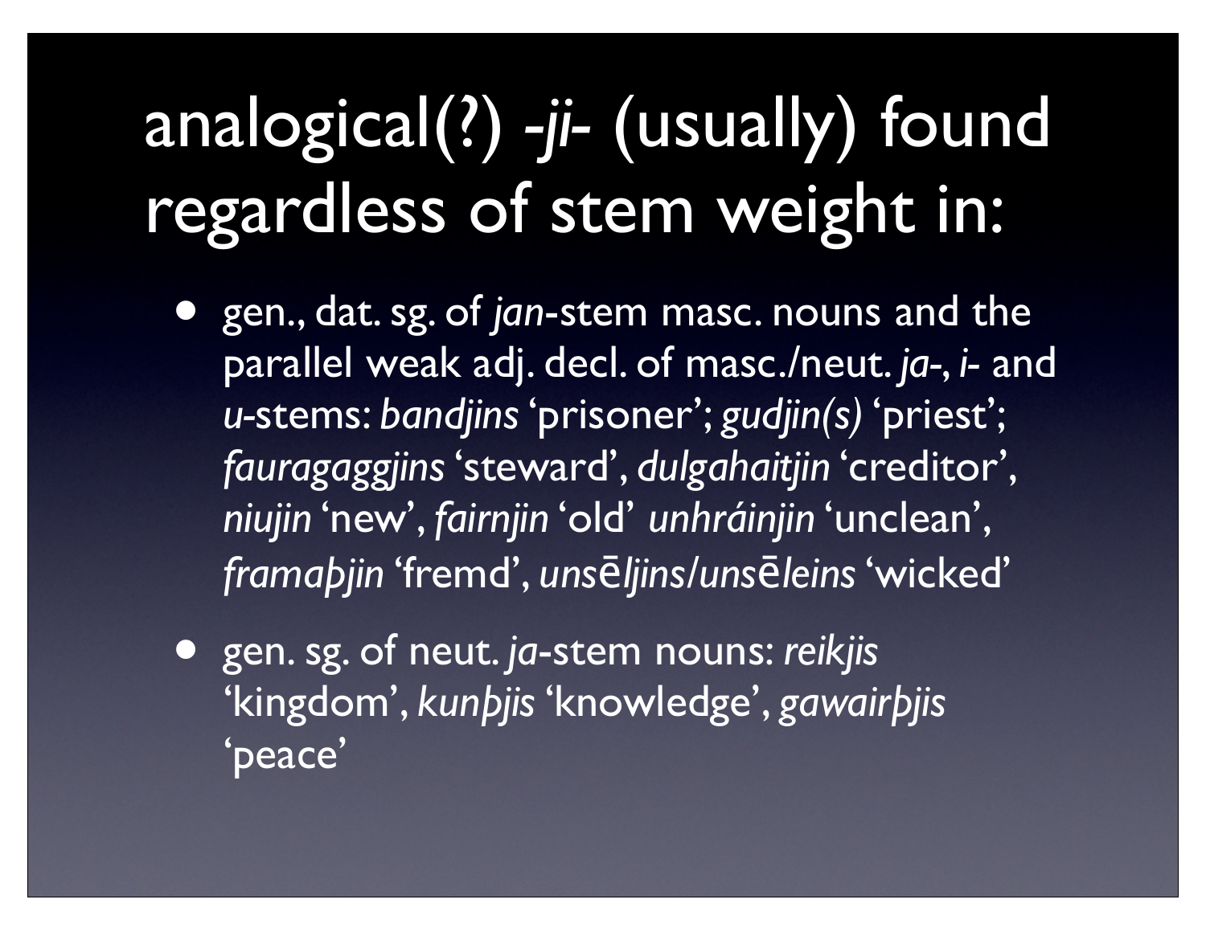# analogical(?) *-ji-* (usually) found regardless of stem weight in:

- gen., dat. sg. of *jan*-stem masc. nouns and the parallel weak adj. decl. of masc./neut. *ja-*, *i-* and *u*-stems: *bandjins* 'prisoner'; *gudjin(s)* 'priest'; *fauragaggjins* 'steward', *dulgahaitjin* 'creditor', *niujin* 'new', *fairnjin* 'old' *unhráinjin* 'unclean', *framaþjin* 'fremd', *unsēljins/unsēleins* 'wicked'
- gen. sg. of neut. *ja*-stem nouns: *reikjis* 'kingdom', *kunþjis* 'knowledge', *gawairþjis* 'peace'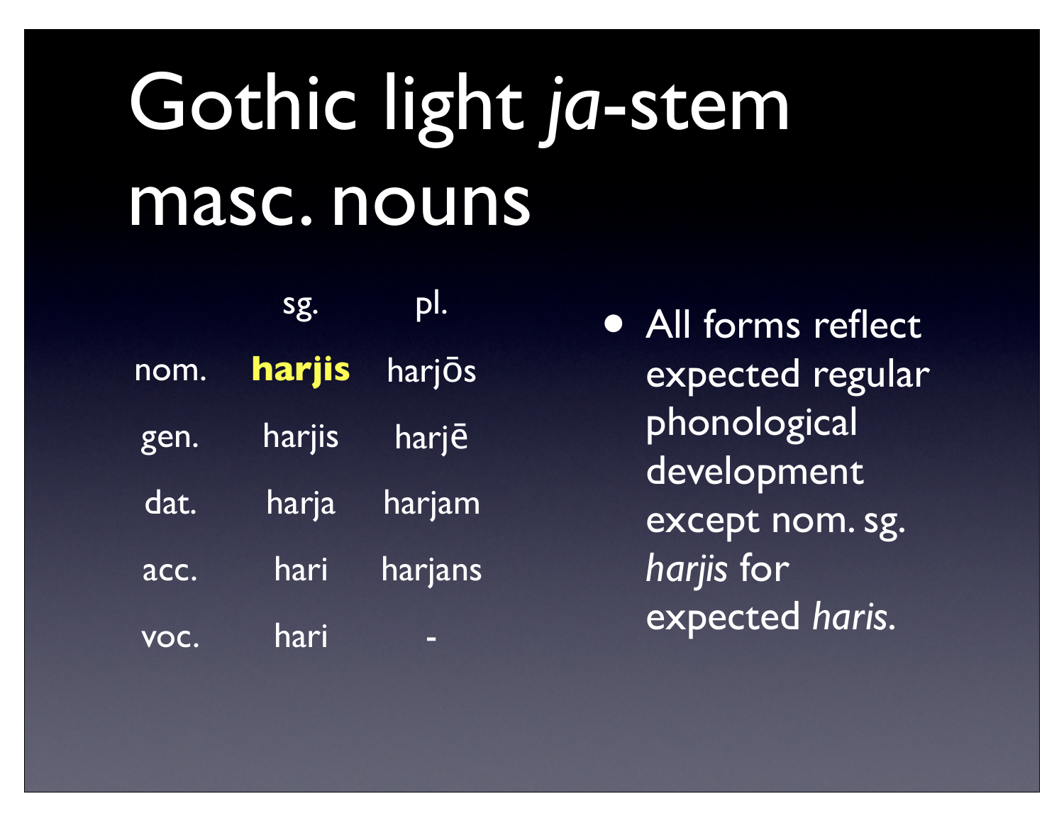# Gothic light *ja*-stem masc. nouns

|  | sg. | pl. |
|---|---|---|
| nom. | **harjis** | harjōs |
| gen. | harjis | harjē |
| dat. | harja | harjam |
| acc. | hari | harjans |
| voc. | hari | - |

- All forms reflect expected regular phonological development except nom. sg. *harjis* for expected *haris*.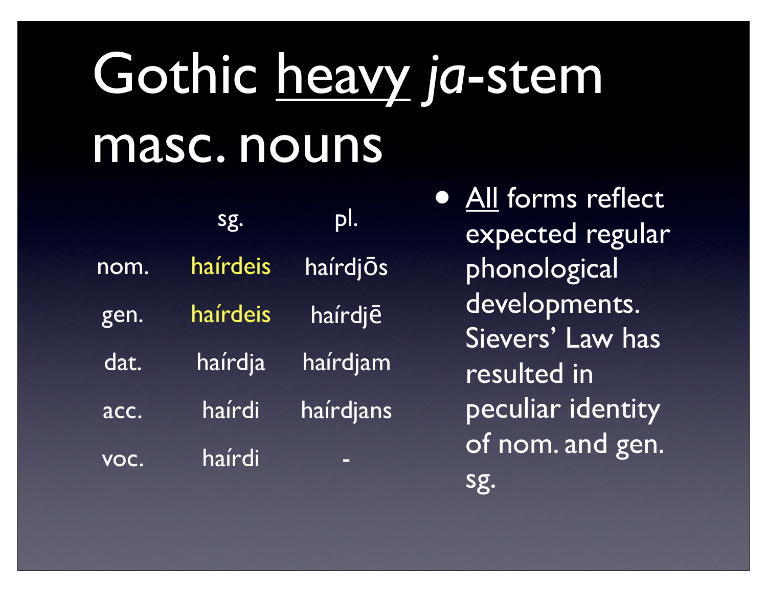# Gothic heavy *ja*-stem masc. nouns

| | sg. | pl. |
|---|---|---|
| nom. | haírdeis | haírdjōs |
| gen. | haírdeis | haírdjē |
| dat. | haírdja | haírdjam |
| acc. | haírdi | haírdjans |
| voc. | haírdi | - |

- All forms reflect expected regular phonological developments. Sievers' Law has resulted in peculiar identity of nom. and gen. sg.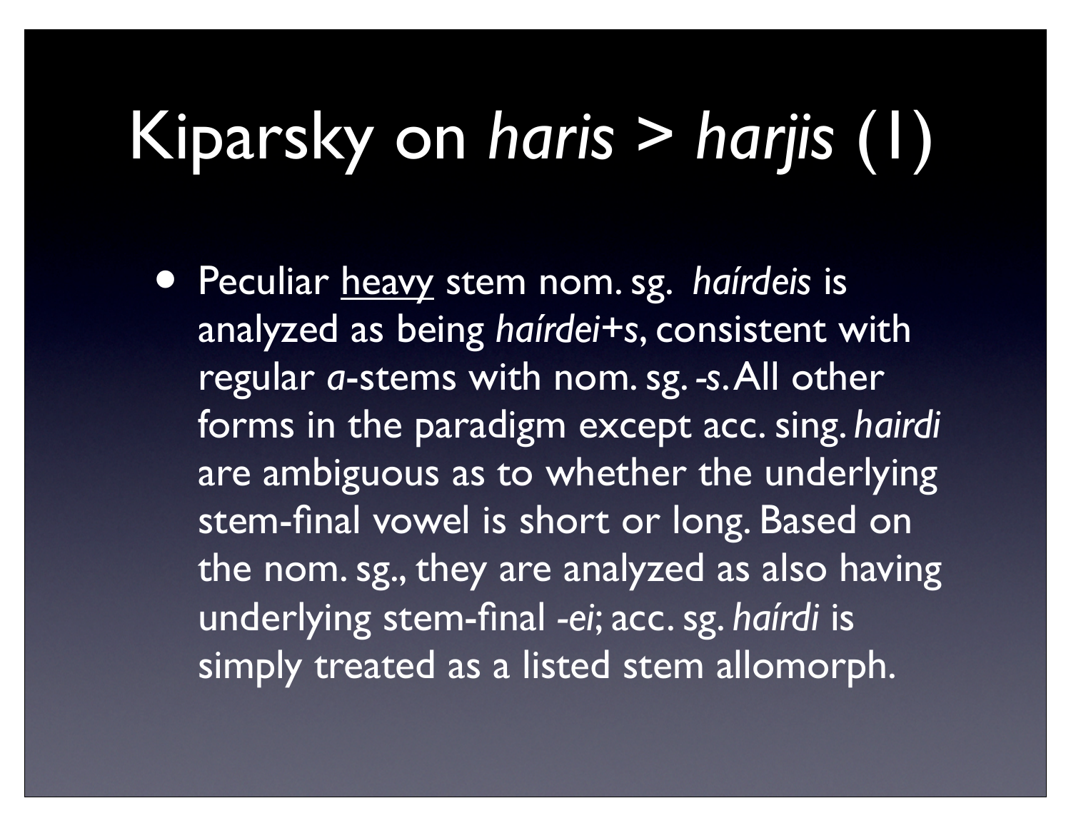# Kiparsky on *haris* > *harjis* (1)

- Peculiar <u>heavy</u> stem nom. sg. *haírdeis* is analyzed as being *haírdei*+*s*, consistent with regular *a*-stems with nom. sg. -*s*. All other forms in the paradigm except acc. sing. *hairdi* are ambiguous as to whether the underlying stem-final vowel is short or long. Based on the nom. sg., they are analyzed as also having underlying stem-final -*ei*; acc. sg. *haírdi* is simply treated as a listed stem allomorph.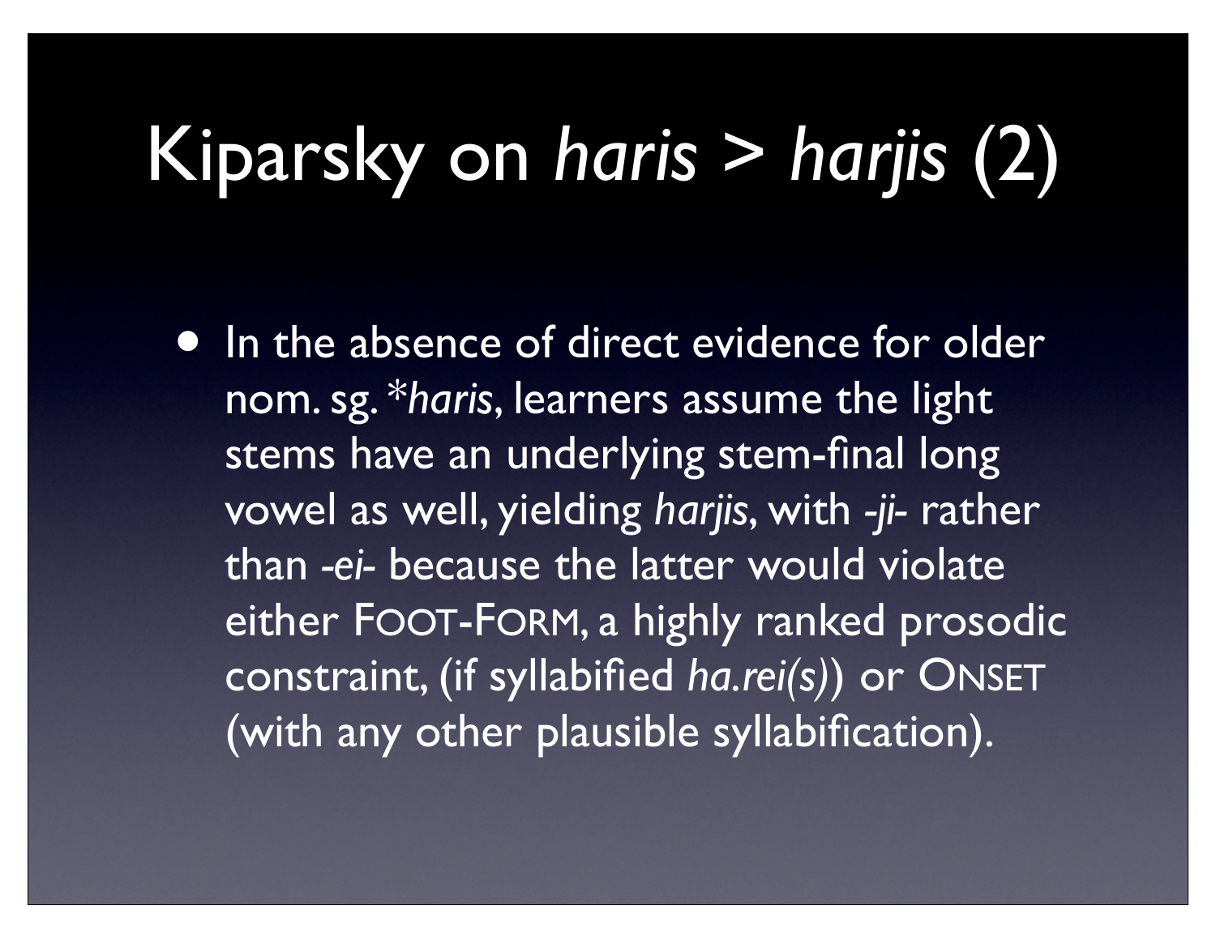# Kiparsky on *haris* > *harjis* (2)

- In the absence of direct evidence for older nom. sg. \**haris*, learners assume the light stems have an underlying stem-final long vowel as well, yielding *harjis*, with *-ji-* rather than *-ei-* because the latter would violate either FOOT-FORM, a highly ranked prosodic constraint, (if syllabified *ha.rei(s)*) or ONSET (with any other plausible syllabification).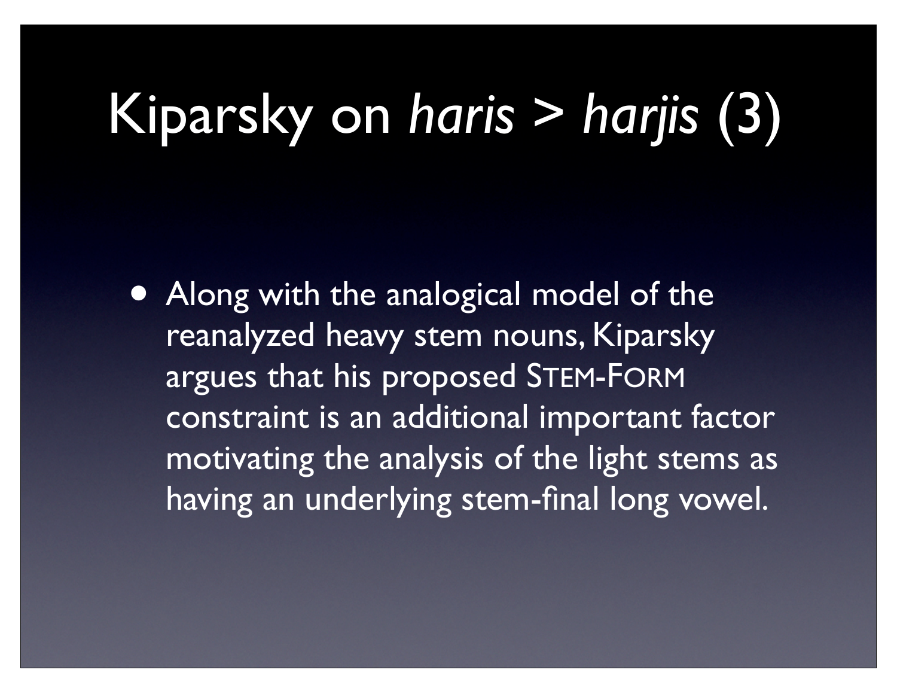# Kiparsky on *haris* > *harjis* (3)

- Along with the analogical model of the reanalyzed heavy stem nouns, Kiparsky argues that his proposed STEM-FORM constraint is an additional important factor motivating the analysis of the light stems as having an underlying stem-final long vowel.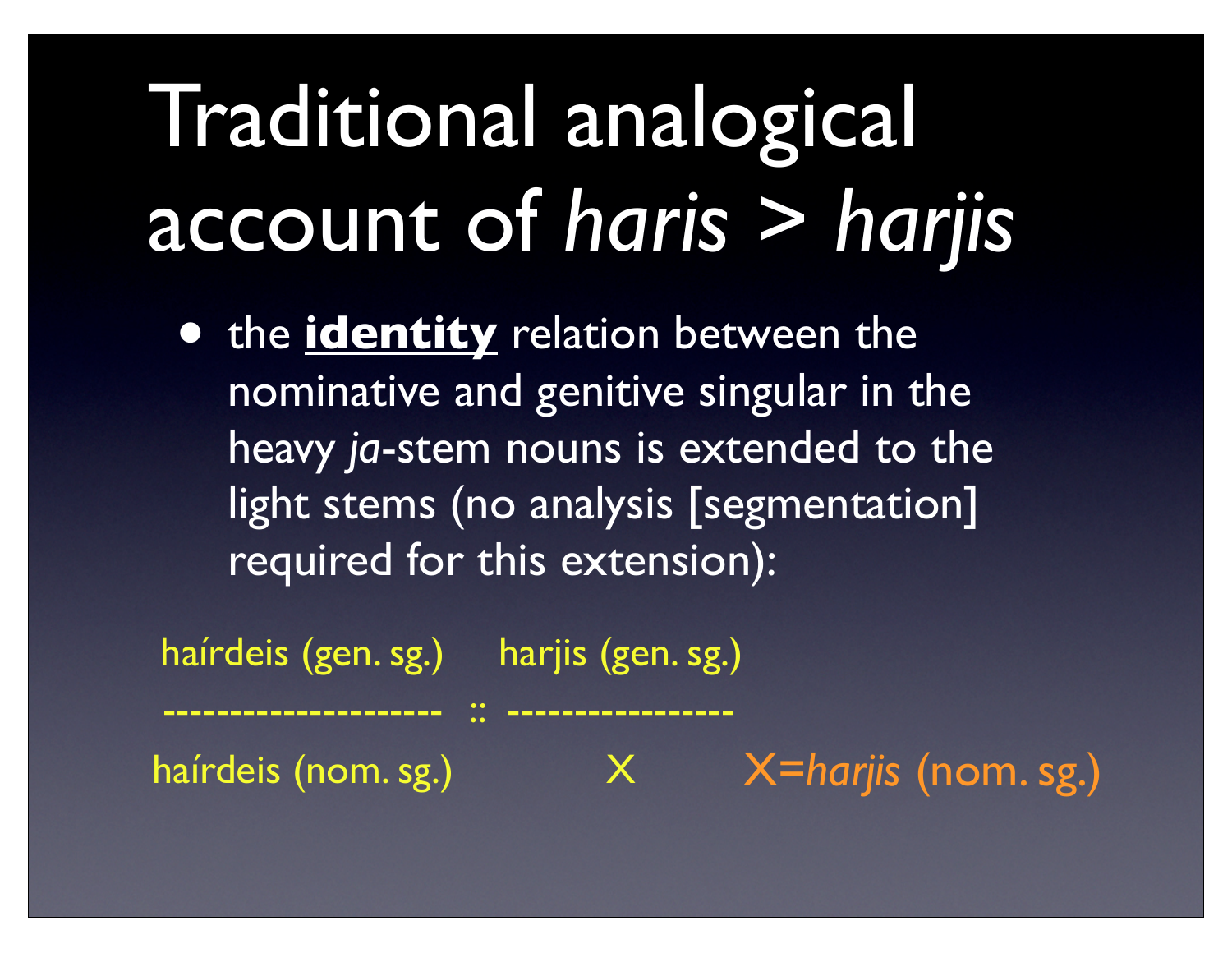# Traditional analogical account of *haris* > *harjis*

- the **<u>identity</u>** relation between the nominative and genitive singular in the heavy *ja*-stem nouns is extended to the light stems (no analysis [segmentation] required for this extension):

```
haírdeis (gen. sg.)      harjis (gen. sg.)
--------------------- :: -----------------
haírdeis (nom. sg.)          X          X=harjis (nom. sg.)
```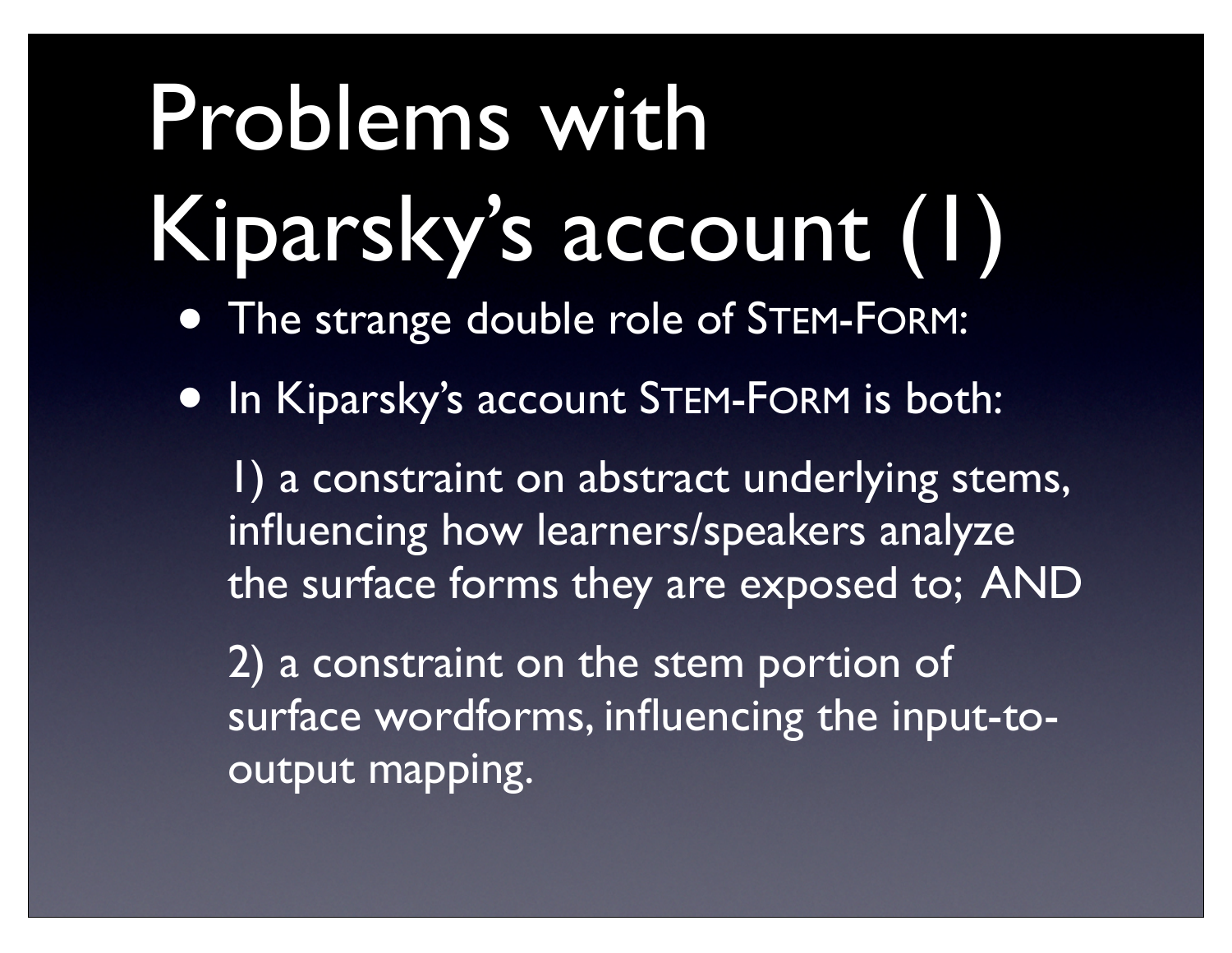# Problems with Kiparsky's account (1)

- The strange double role of STEM-FORM:
- In Kiparsky's account STEM-FORM is both:

  1) a constraint on abstract underlying stems, influencing how learners/speakers analyze the surface forms they are exposed to; AND

  2) a constraint on the stem portion of surface wordforms, influencing the input-to-output mapping.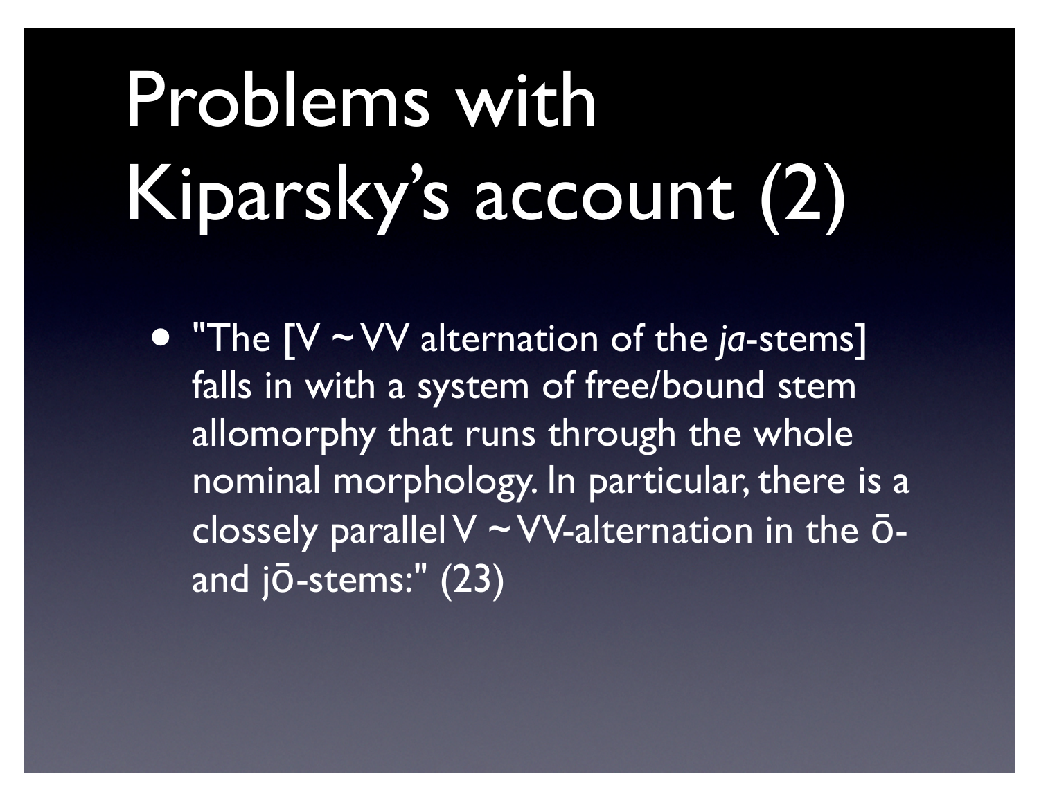# Problems with Kiparsky's account (2)

- "The [V ~ VV alternation of the *ja*-stems] falls in with a system of free/bound stem allomorphy that runs through the whole nominal morphology. In particular, there is a clossely parallel V ~ VV-alternation in the ō- and jō-stems:" (23)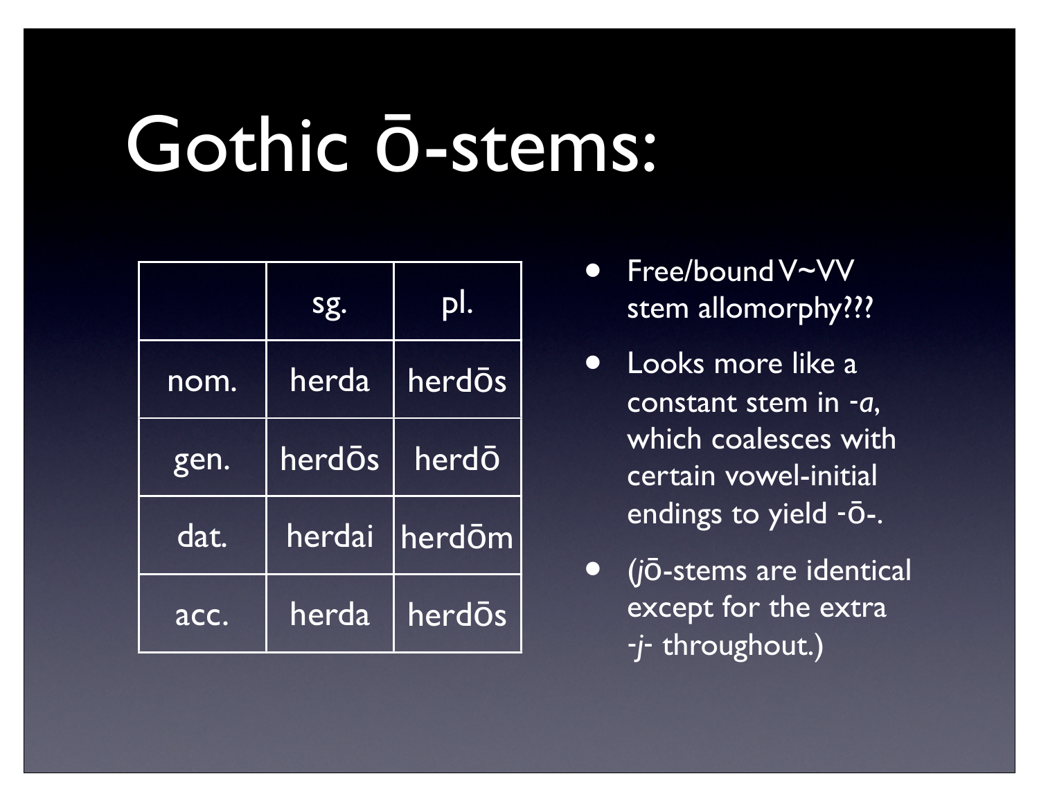# Gothic ō-stems:

| | sg. | pl. |
|---|---|---|
| nom. | herda | herdōs |
| gen. | herdōs | herdō |
| dat. | herdai | herdōm |
| acc. | herda | herdōs |

- Free/bound V~VV stem allomorphy???
- Looks more like a constant stem in *-a*, which coalesces with certain vowel-initial endings to yield -ō-.
- (*j*ō-stems are identical except for the extra *-j-* throughout.)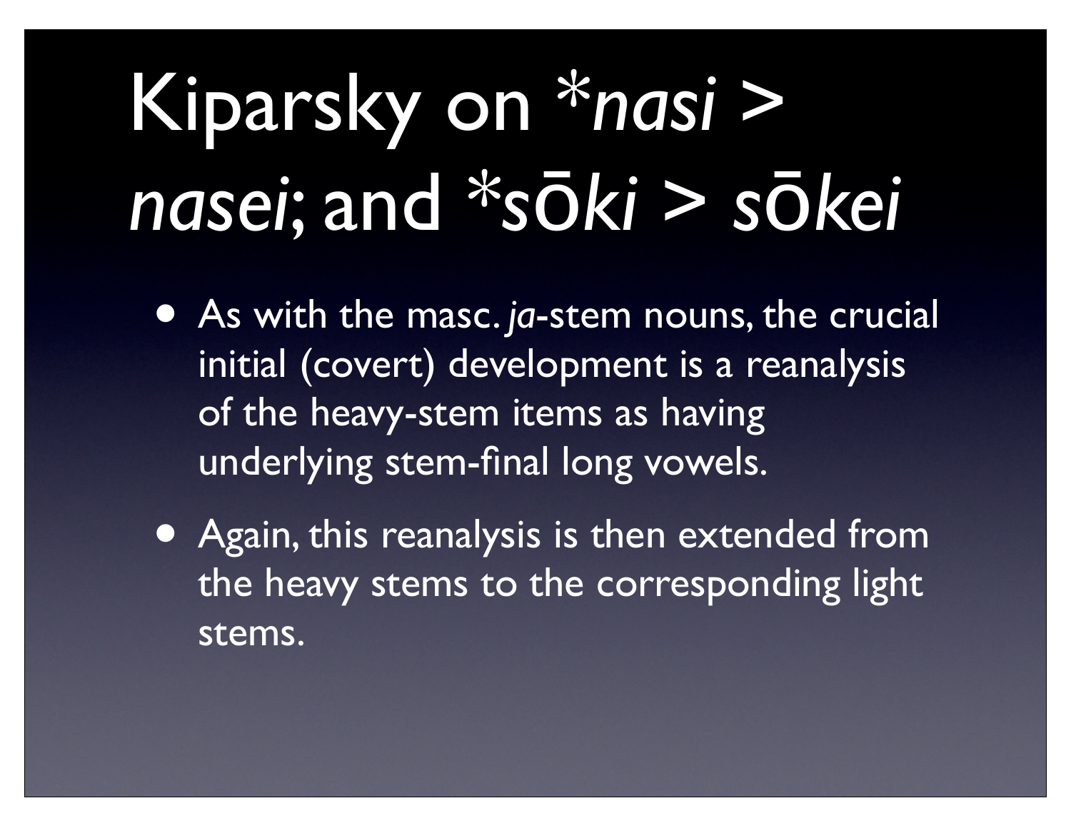# Kiparsky on *nasi > nasei; and *sōki > sōkei

- As with the masc. *ja*-stem nouns, the crucial initial (covert) development is a reanalysis of the heavy-stem items as having underlying stem-final long vowels.
- Again, this reanalysis is then extended from the heavy stems to the corresponding light stems.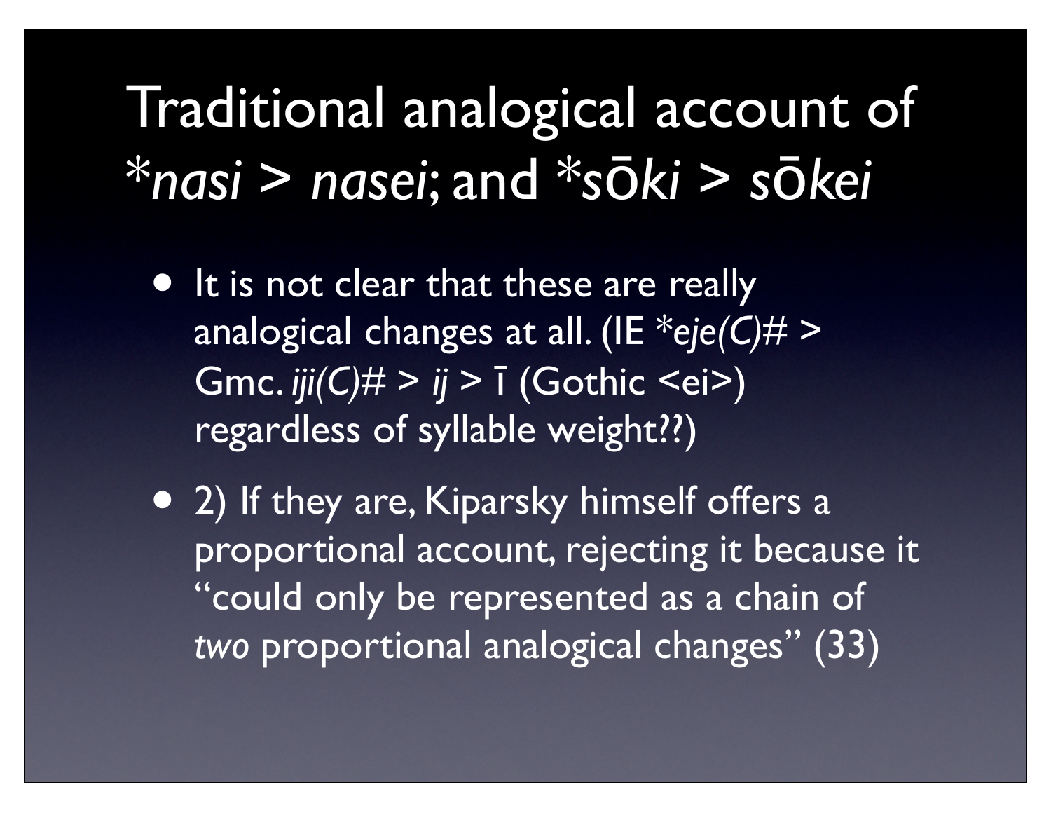# Traditional analogical account of *nasi > nasei; and *sōki > sōkei

- It is not clear that these are really analogical changes at all. (IE *eje(C)# > Gmc. *iji(C)#* > *ij* > ī (Gothic <ei>) regardless of syllable weight??)
- 2) If they are, Kiparsky himself offers a proportional account, rejecting it because it "could only be represented as a chain of *two* proportional analogical changes" (33)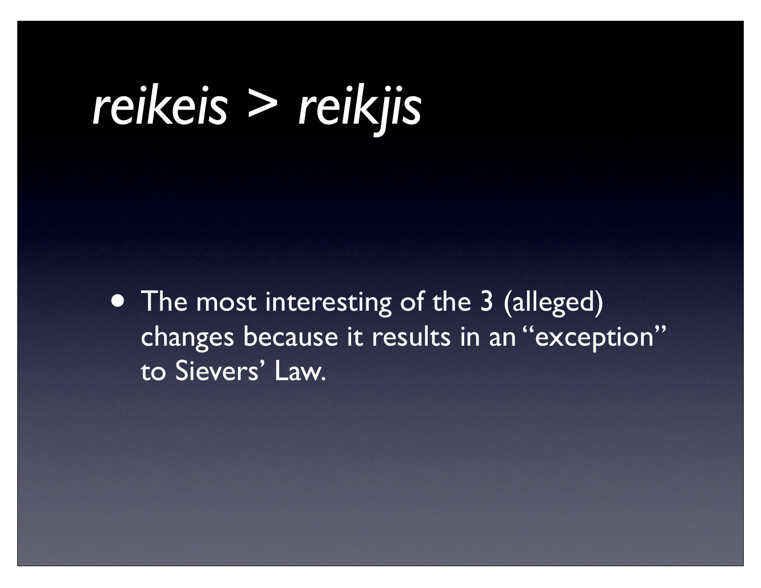# *reikeis > reikjis*

- The most interesting of the 3 (alleged) changes because it results in an “exception” to Sievers’ Law.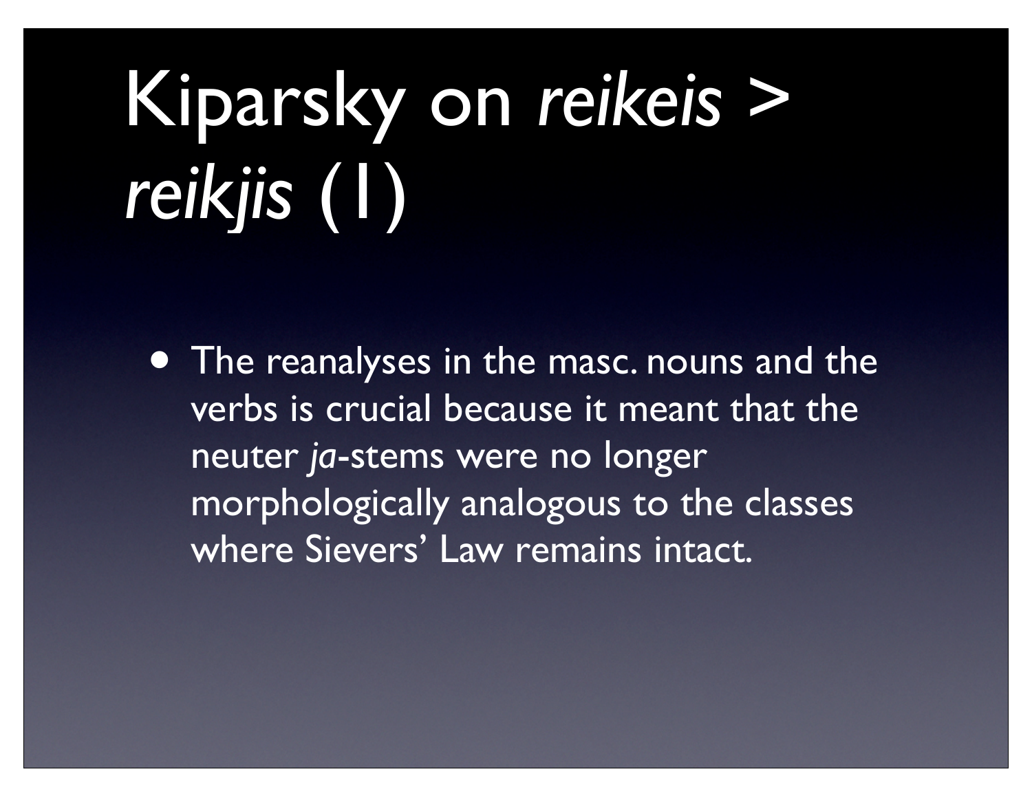# Kiparsky on *reikeis* > *reikjis* (1)

- The reanalyses in the masc. nouns and the verbs is crucial because it meant that the neuter *ja*-stems were no longer morphologically analogous to the classes where Sievers' Law remains intact.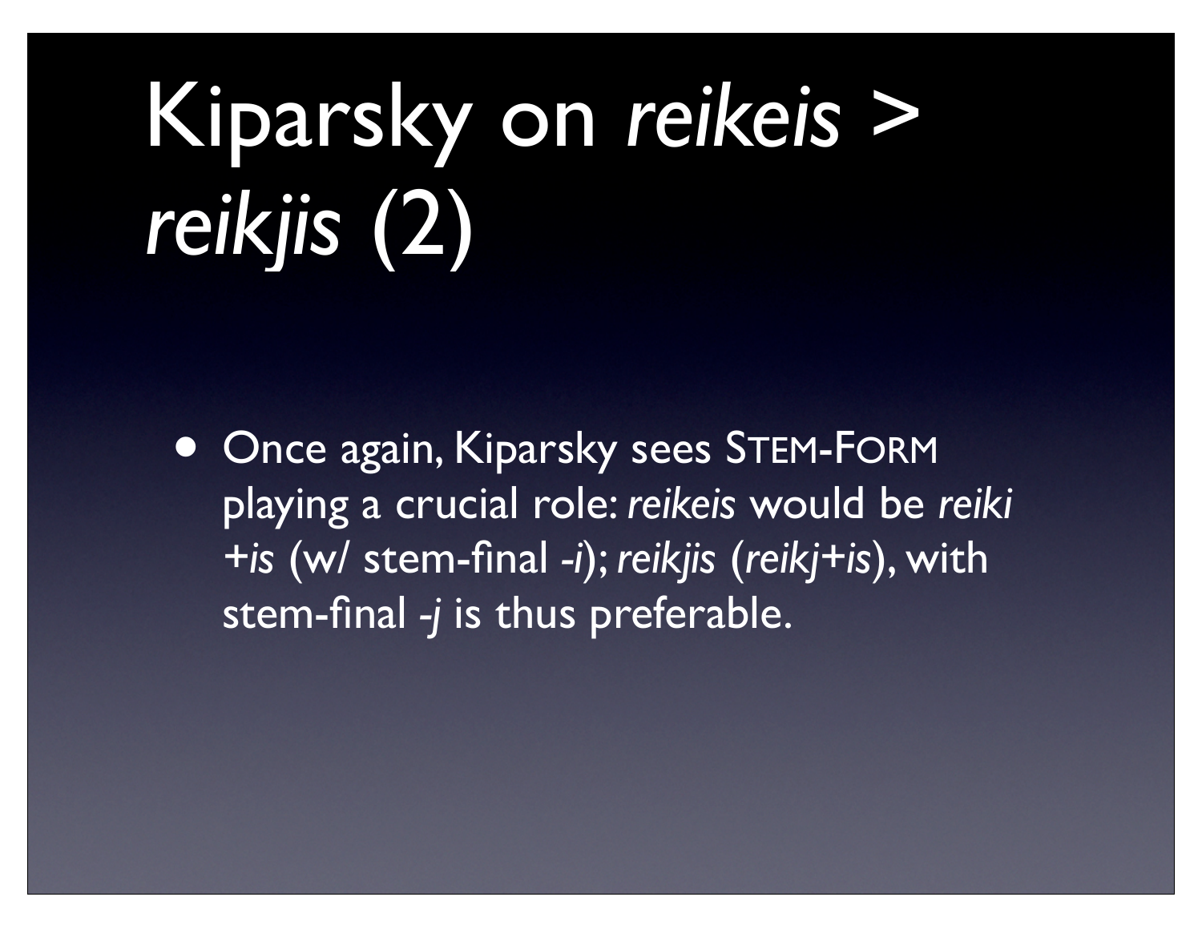# Kiparsky on *reikeis* > *reikjis* (2)

- Once again, Kiparsky sees STEM-FORM playing a crucial role: *reikeis* would be *reiki+is* (w/ stem-final *-i*); *reikjis* (*reikj+is*), with stem-final *-j* is thus preferable.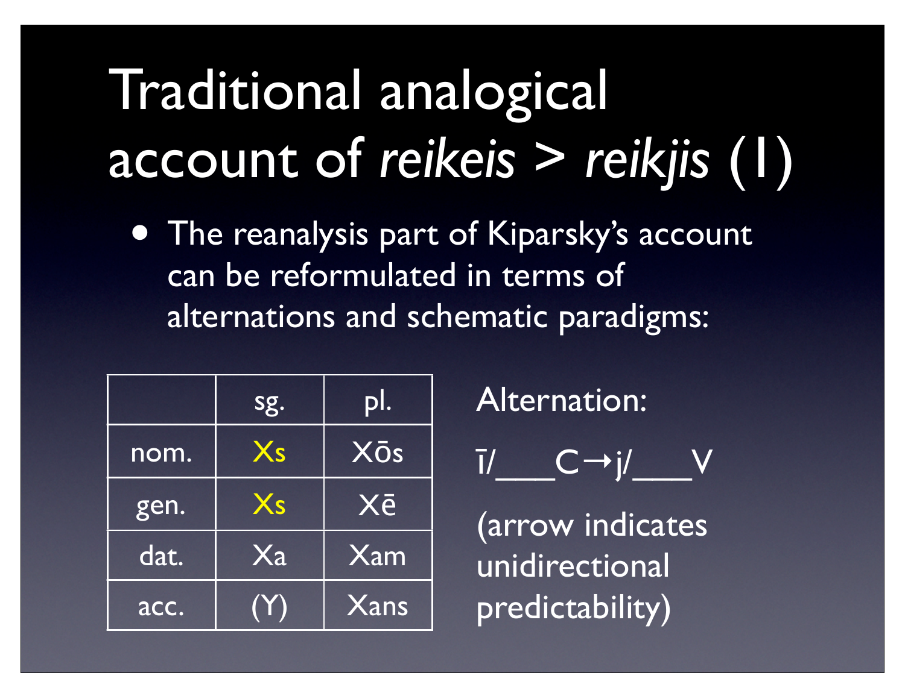# Traditional analogical account of *reikeis* > *reikjis* (1)

- The reanalysis part of Kiparsky's account can be reformulated in terms of alternations and schematic paradigms:

| | sg. | pl. |
|---|---|---|
| nom. | Xs | Xōs |
| gen. | Xs | Xē |
| dat. | Xa | Xam |
| acc. | (Y) | Xans |

Alternation:

ī/\_\_\_C→j/\_\_\_V

(arrow indicates unidirectional predictability)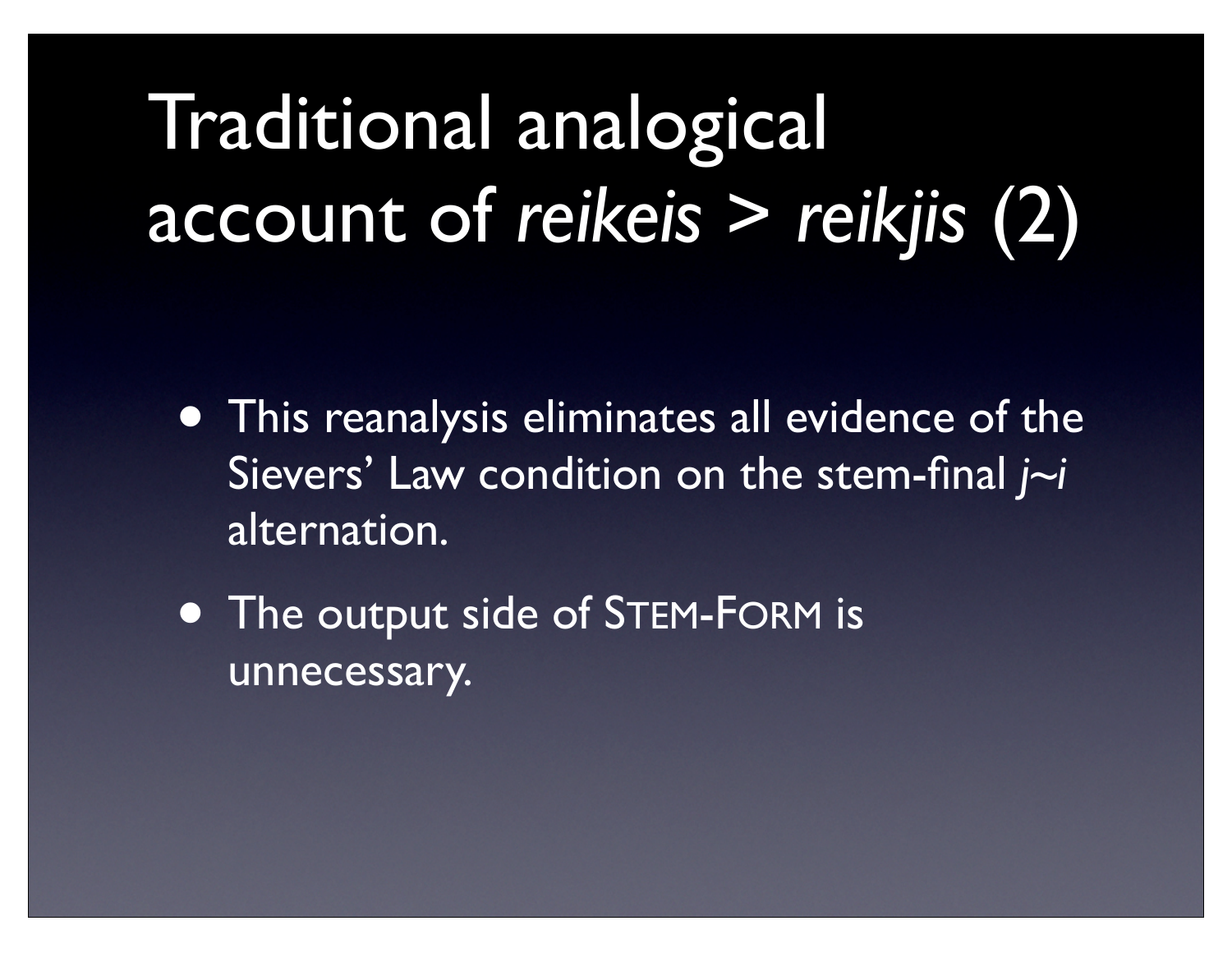# Traditional analogical account of *reikeis* > *reikjis* (2)

- This reanalysis eliminates all evidence of the Sievers' Law condition on the stem-final *j~i* alternation.
- The output side of STEM-FORM is unnecessary.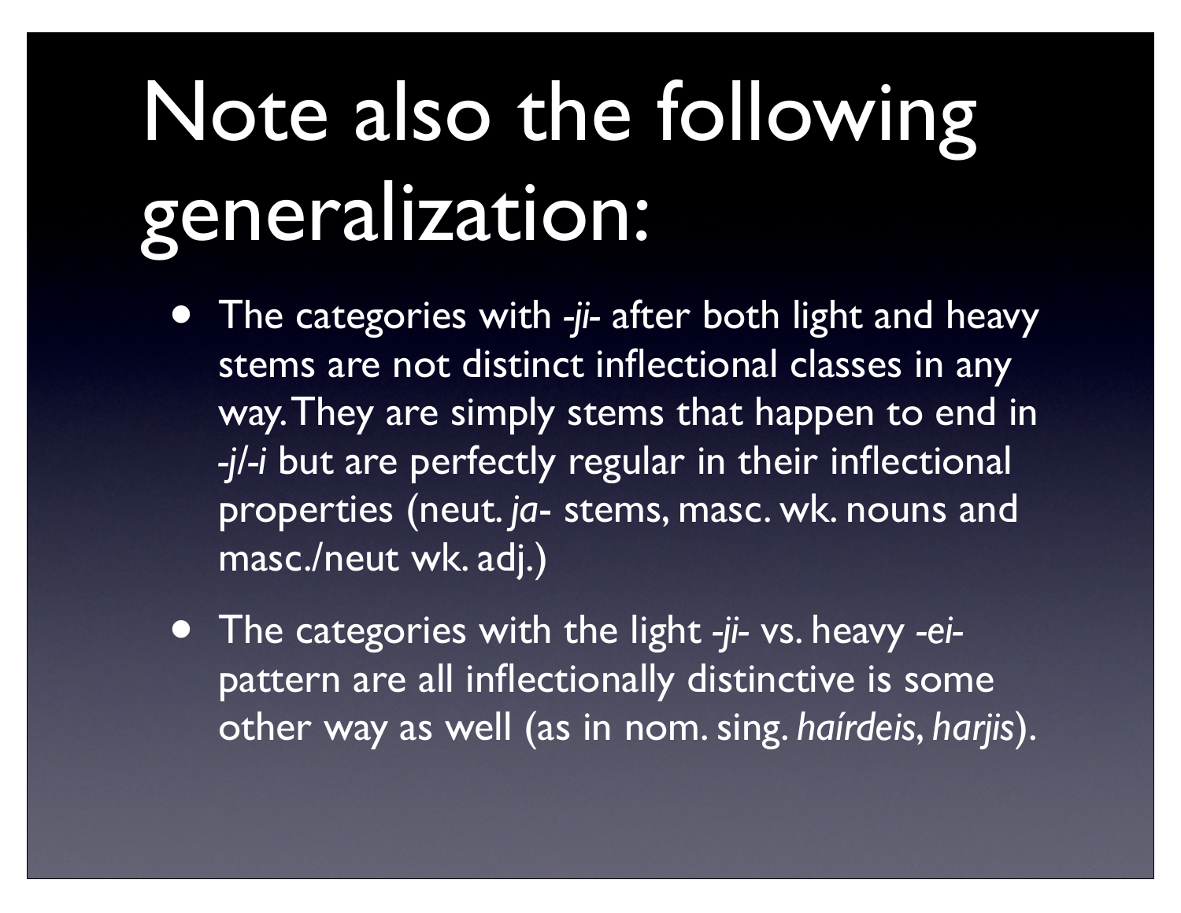# Note also the following generalization:

- The categories with *-ji-* after both light and heavy stems are not distinct inflectional classes in any way. They are simply stems that happen to end in *-j*/*-i* but are perfectly regular in their inflectional properties (neut. *ja*- stems, masc. wk. nouns and masc./neut wk. adj.)
- The categories with the light *-ji-* vs. heavy *-ei-* pattern are all inflectionally distinctive is some other way as well (as in nom. sing. *haírdeis*, *harjis*).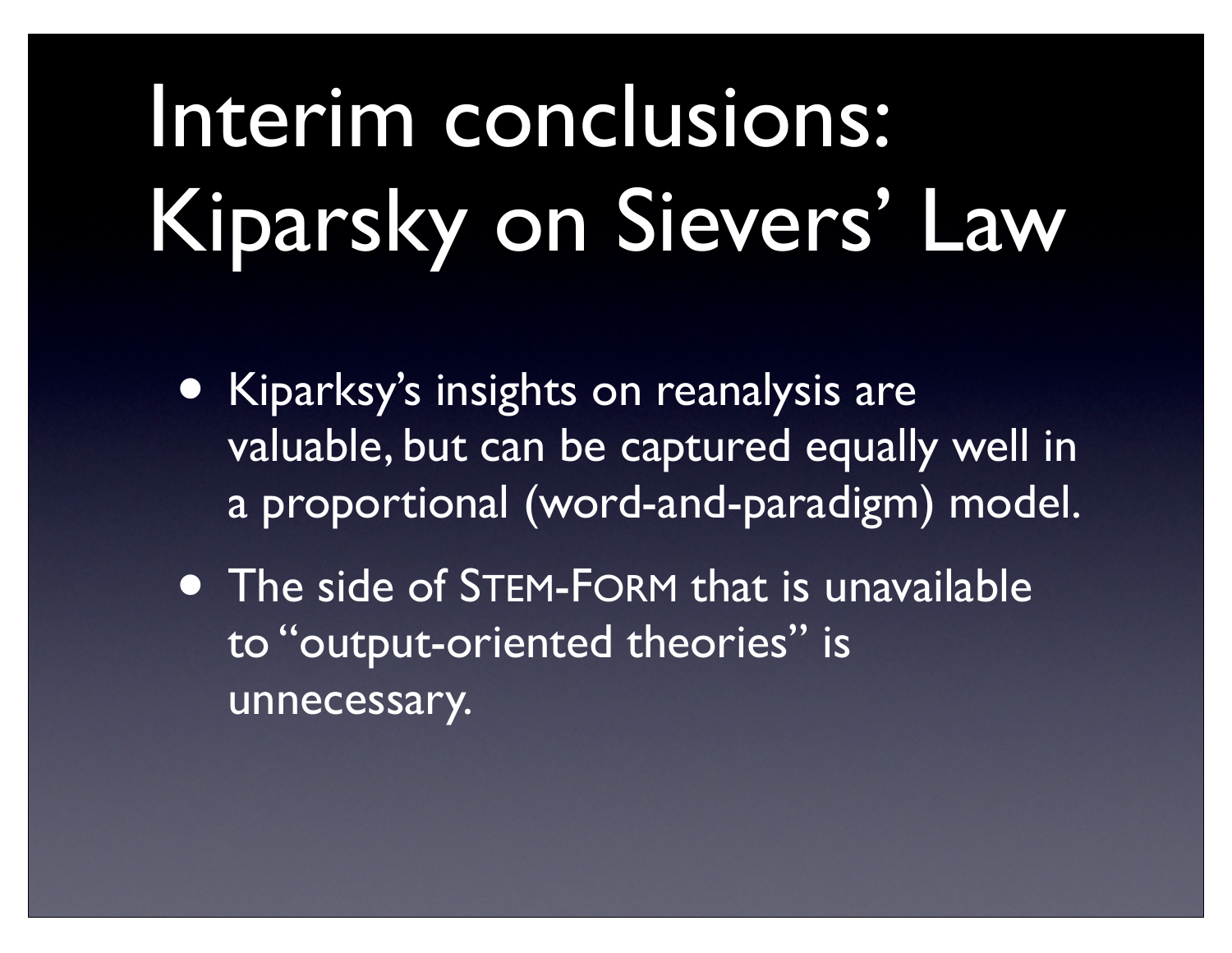# Interim conclusions: Kiparsky on Sievers' Law

- Kiparksy's insights on reanalysis are valuable, but can be captured equally well in a proportional (word-and-paradigm) model.
- The side of STEM-FORM that is unavailable to "output-oriented theories" is unnecessary.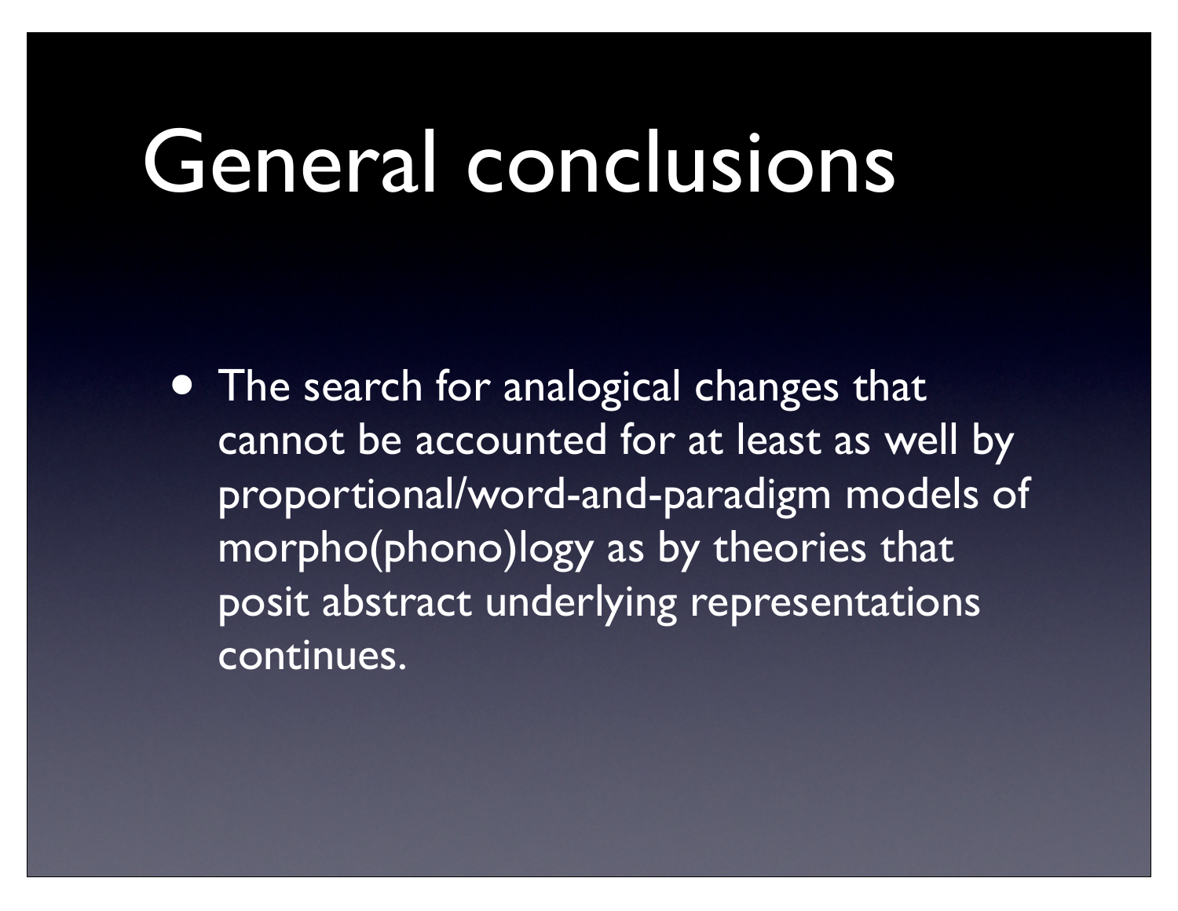# General conclusions

- The search for analogical changes that cannot be accounted for at least as well by proportional/word-and-paradigm models of morpho(phono)logy as by theories that posit abstract underlying representations continues.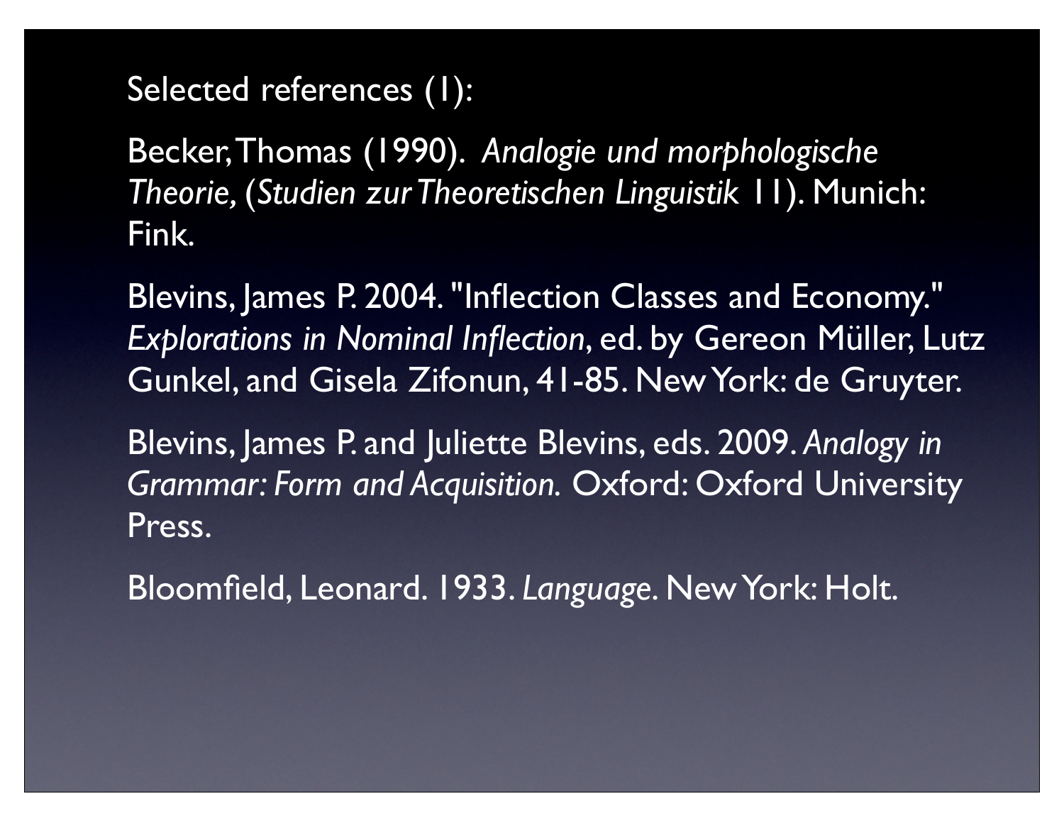Selected references (1):

Becker, Thomas (1990). *Analogie und morphologische Theorie,* (*Studien zur Theoretischen Linguistik* 11). Munich: Fink.

Blevins, James P. 2004. "Inflection Classes and Economy." *Explorations in Nominal Inflection*, ed. by Gereon Müller, Lutz Gunkel, and Gisela Zifonun, 41-85. New York: de Gruyter.

Blevins, James P. and Juliette Blevins, eds. 2009. *Analogy in Grammar: Form and Acquisition.* Oxford: Oxford University Press.

Bloomfield, Leonard. 1933. *Language*. New York: Holt.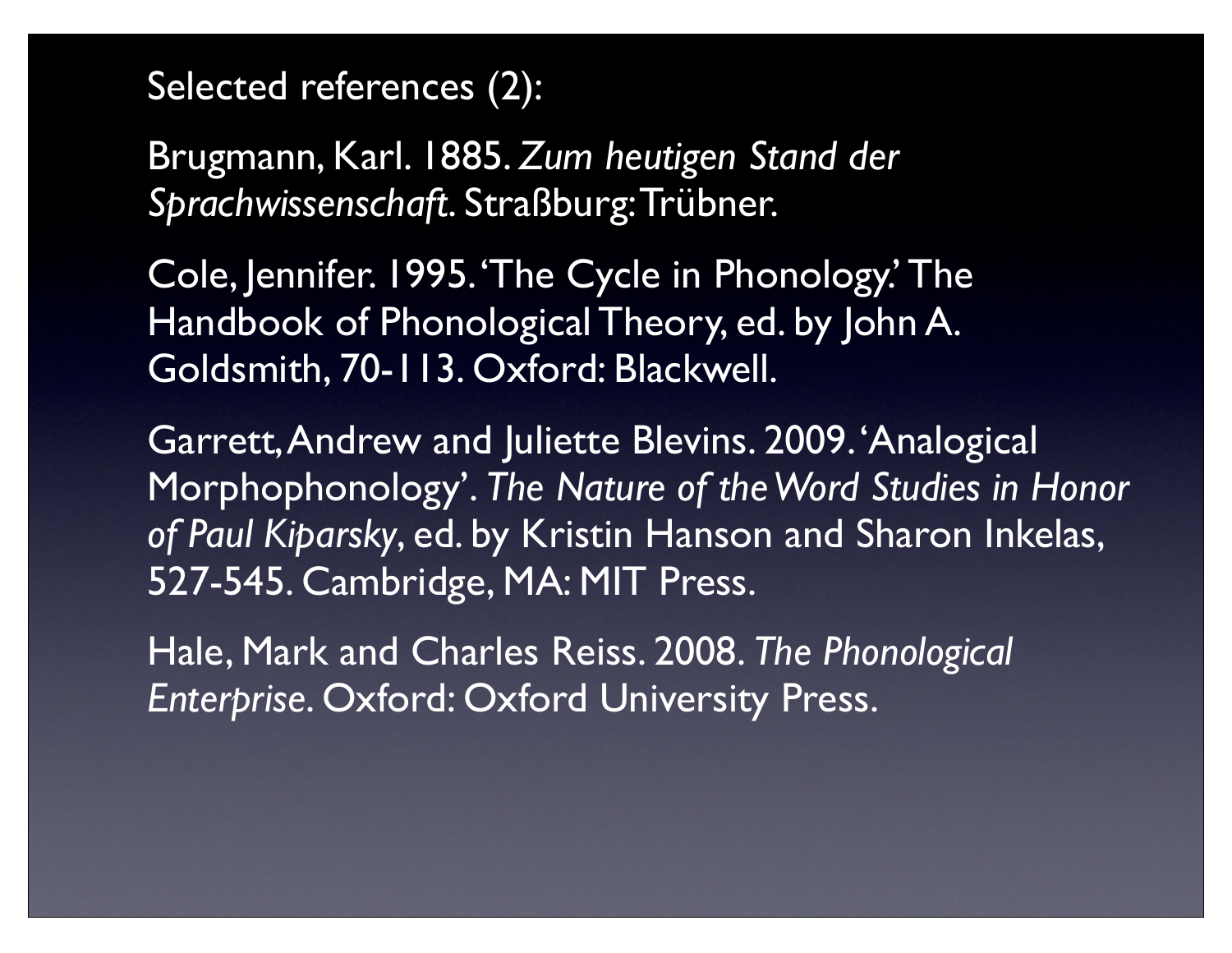Selected references (2):

Brugmann, Karl. 1885. *Zum heutigen Stand der Sprachwissenschaft*. Straßburg: Trübner.

Cole, Jennifer. 1995. 'The Cycle in Phonology.' The Handbook of Phonological Theory, ed. by John A. Goldsmith, 70-113. Oxford: Blackwell.

Garrett, Andrew and Juliette Blevins. 2009. 'Analogical Morphophonology'. *The Nature of the Word Studies in Honor of Paul Kiparsky*, ed. by Kristin Hanson and Sharon Inkelas, 527-545. Cambridge, MA: MIT Press.

Hale, Mark and Charles Reiss. 2008. *The Phonological Enterprise*. Oxford: Oxford University Press.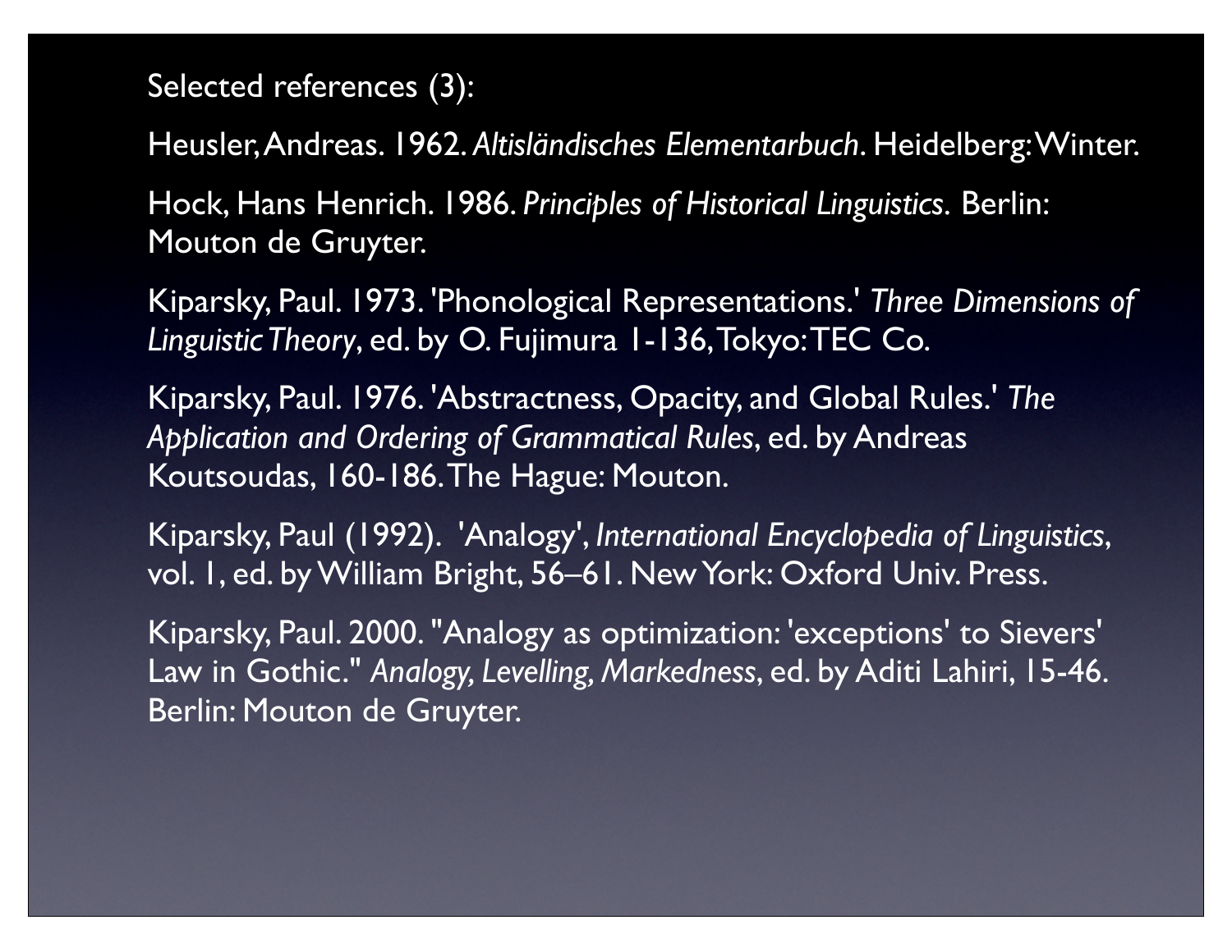Selected references (3):

Heusler, Andreas. 1962. *Altisländisches Elementarbuch*. Heidelberg: Winter.

Hock, Hans Henrich. 1986. *Principles of Historical Linguistics*. Berlin: Mouton de Gruyter.

Kiparsky, Paul. 1973. 'Phonological Representations.' *Three Dimensions of Linguistic Theory*, ed. by O. Fujimura 1-136, Tokyo: TEC Co.

Kiparsky, Paul. 1976. 'Abstractness, Opacity, and Global Rules.' *The Application and Ordering of Grammatical Rules*, ed. by Andreas Koutsoudas, 160-186. The Hague: Mouton.

Kiparsky, Paul (1992). 'Analogy', *International Encyclopedia of Linguistics*, vol. 1, ed. by William Bright, 56–61. New York: Oxford Univ. Press.

Kiparsky, Paul. 2000. "Analogy as optimization: 'exceptions' to Sievers' Law in Gothic." *Analogy, Levelling, Markedness*, ed. by Aditi Lahiri, 15-46. Berlin: Mouton de Gruyter.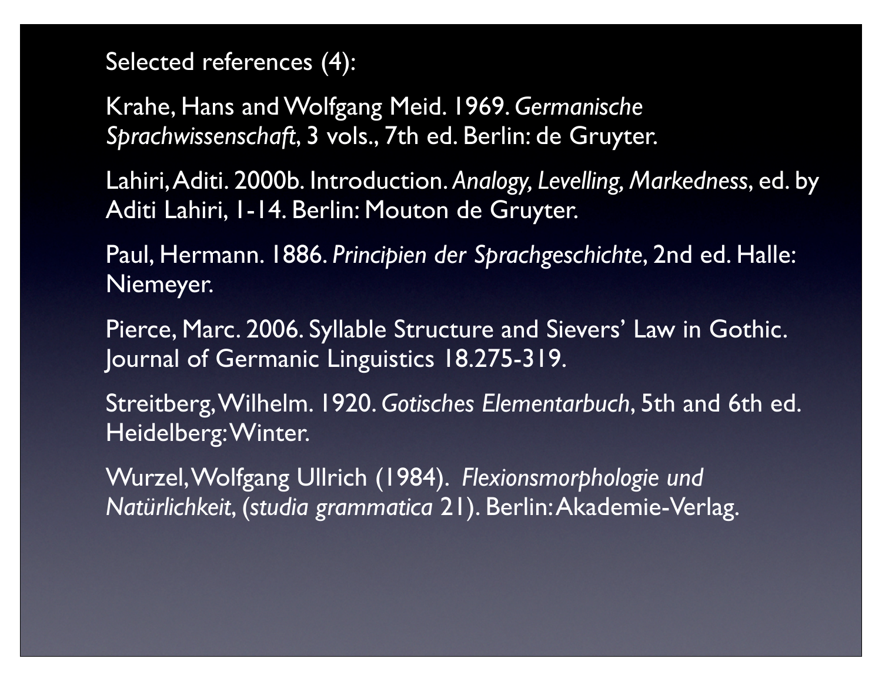Selected references (4):

Krahe, Hans and Wolfgang Meid. 1969. *Germanische Sprachwissenschaft*, 3 vols., 7th ed. Berlin: de Gruyter.

Lahiri, Aditi. 2000b. Introduction. *Analogy, Levelling, Markedness*, ed. by Aditi Lahiri, 1-14. Berlin: Mouton de Gruyter.

Paul, Hermann. 1886. *Principien der Sprachgeschichte*, 2nd ed. Halle: Niemeyer.

Pierce, Marc. 2006. Syllable Structure and Sievers' Law in Gothic. Journal of Germanic Linguistics 18.275-319.

Streitberg, Wilhelm. 1920. *Gotisches Elementarbuch*, 5th and 6th ed. Heidelberg: Winter.

Wurzel, Wolfgang Ullrich (1984). *Flexionsmorphologie und Natürlichkeit*, (*studia grammatica* 21). Berlin: Akademie-Verlag.